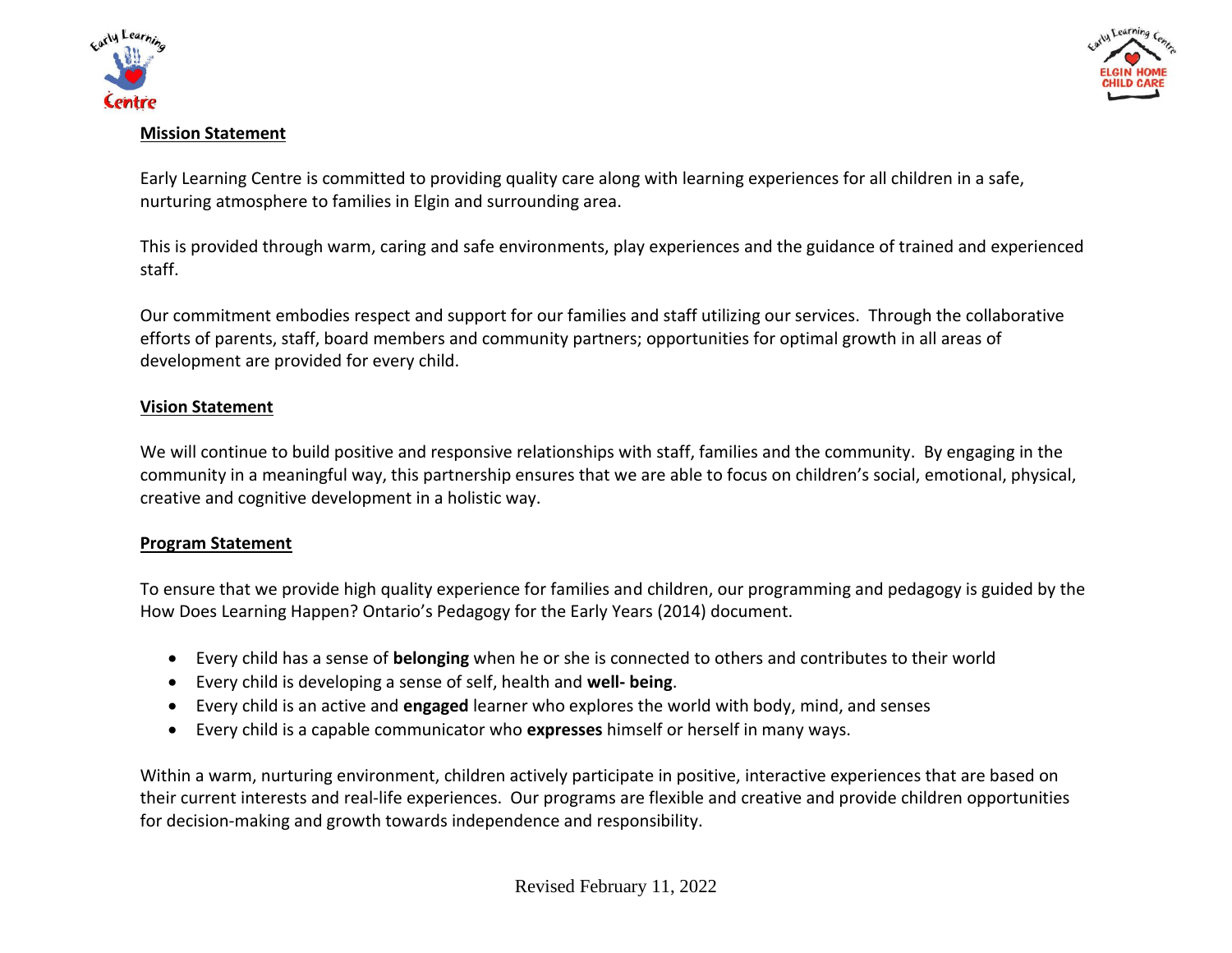## Mission Statement

Early Learning Centre is committed to providing quality care along with learning experiences for all children in a safe, nurturing atmosphere to families in Elgin and surrounding area.

This is provided through warm, caring and safe environments, play experiences and the guidance of trained and experienced staff.

Our commitment embodies respect and support for our families and staff utilizing our services. Through the collaborative efforts of parents, staff, board members and community partners; opportunities for optimal growth in all areas of development are provided for every child.

## Vision Statement

We will continue to build positive and responsive relationships with staff, families and the community. By engaging in the community in a meaningful way, this partnership ensures that we are able to focus on children's social, emotional, physical, creative and cognitive development in a holistic way.

## Program Statement

To ensure that we provide high quality experience for families and children, our programming and pedagogy is guided by the How Does Learning Happen? Ontario's Pedagogy for the Early Years (2014) document.

- Every child has a sense of **belonging** when he or she is connected to others and contributes to their world
- Every child is developing a sense of self, health and **well- being**.
- Every child is an active and **engaged** learner who explores the world with body, mind, and senses
- Every child is a capable communicator who **expresses** himself or herself in many ways.

Within a warm, nurturing environment, children actively participate in positive, interactive experiences that are based on their current interests and real-life experiences. Our programs are flexible and creative and provide children opportunities for decision-making and growth towards independence and responsibility.

Revised February 11, 2022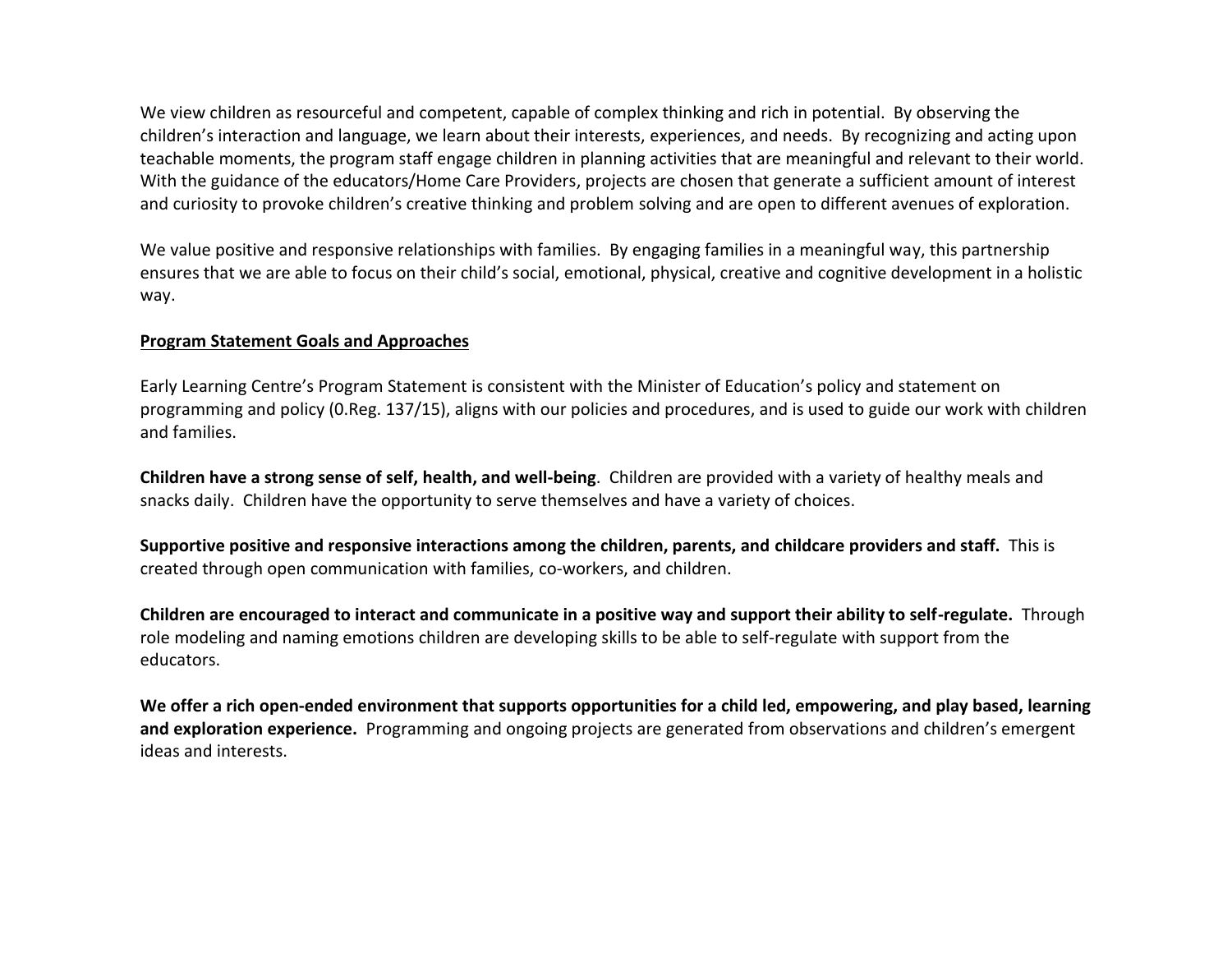We view children as resourceful and competent, capable of complex thinking and rich in potential. By observing the children's interaction and language, we learn about their interests, experiences, and needs. By recognizing and acting upon teachable moments, the program staff engage children in planning activities that are meaningful and relevant to their world. With the guidance of the educators/Home Care Providers, projects are chosen that generate a sufficient amount of interest and curiosity to provoke children's creative thinking and problem solving and are open to different avenues of exploration.

We value positive and responsive relationships with families. By engaging families in a meaningful way, this partnership ensures that we are able to focus on their child's social, emotional, physical, creative and cognitive development in a holistic way.

**Program Statement Goals and Approaches**

Early Learning Centre's Program Statement is consistent with the Minister of Education's policy and statement on programming and policy (0.Reg. 137/15), aligns with our policies and procedures, and is used to guide our work with children and families.

**Children have a strong sense of self, health, and well-being**. Children are provided with a variety of healthy meals and snacks daily. Children have the opportunity to serve themselves and have a variety of choices.

**Supportive positive and responsive interactions among the children, parents, and childcare providers and staff.** This is created through open communication with families, co-workers, and children.

**Children are encouraged to interact and communicate in a positive way and support their ability to self-regulate.** Through role modeling and naming emotions children are developing skills to be able to self-regulate with support from the educators.

**We offer a rich open-ended environment that supports opportunities for a child led, empowering, and play based, learning and exploration experience.** Programming and ongoing projects are generated from observations and children's emergent ideas and interests.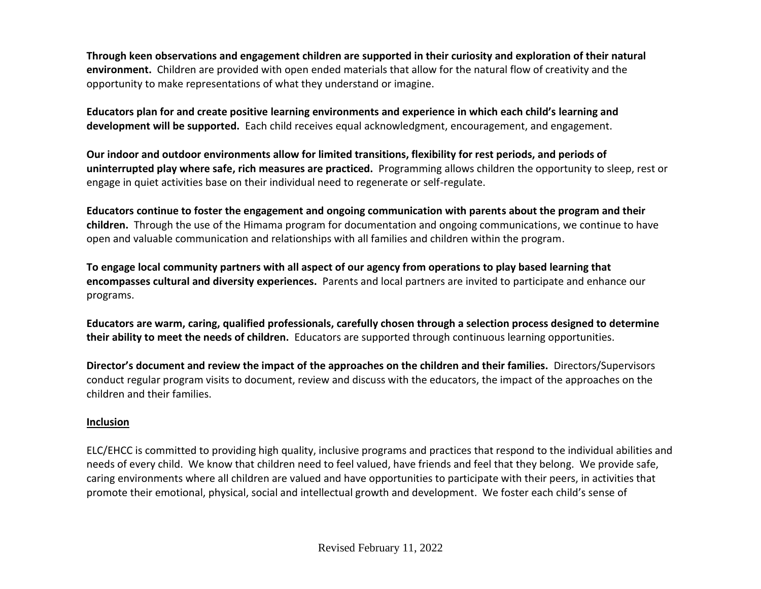**Through keen observations and engagement children are supported in their curiosity and exploration of their natural environment.** Children are provided with open ended materials that allow for the natural flow of creativity and the opportunity to make representations of what they understand or imagine.

**Educators plan for and create positive learning environments and experience in which each child's learning and development will be supported.** Each child receives equal acknowledgment, encouragement, and engagement.

**Our indoor and outdoor environments allow for limited transitions, flexibility for rest periods, and periods of uninterrupted play where safe, rich measures are practiced.** Programming allows children the opportunity to sleep, rest or engage in quiet activities base on their individual need to regenerate or self-regulate.

**Educators continue to foster the engagement and ongoing communication with parents about the program and their children.** Through the use of the Himama program for documentation and ongoing communications, we continue to have open and valuable communication and relationships with all families and children within the program.

**To engage local community partners with all aspect of our agency from operations to play based learning that encompasses cultural and diversity experiences.** Parents and local partners are invited to participate and enhance our programs.

**Educators are warm, caring, qualified professionals, carefully chosen through a selection process designed to determine their ability to meet the needs of children.** Educators are supported through continuous learning opportunities.

**Director's document and review the impact of the approaches on the children and their families.** Directors/Supervisors conduct regular program visits to document, review and discuss with the educators, the impact of the approaches on the children and their families.

**Inclusion**

ELC/EHCC is committed to providing high quality, inclusive programs and practices that respond to the individual abilities and needs of every child. We know that children need to feel valued, have friends and feel that they belong. We provide safe, caring environments where all children are valued and have opportunities to participate with their peers, in activities that promote their emotional, physical, social and intellectual growth and development. We foster each child's sense of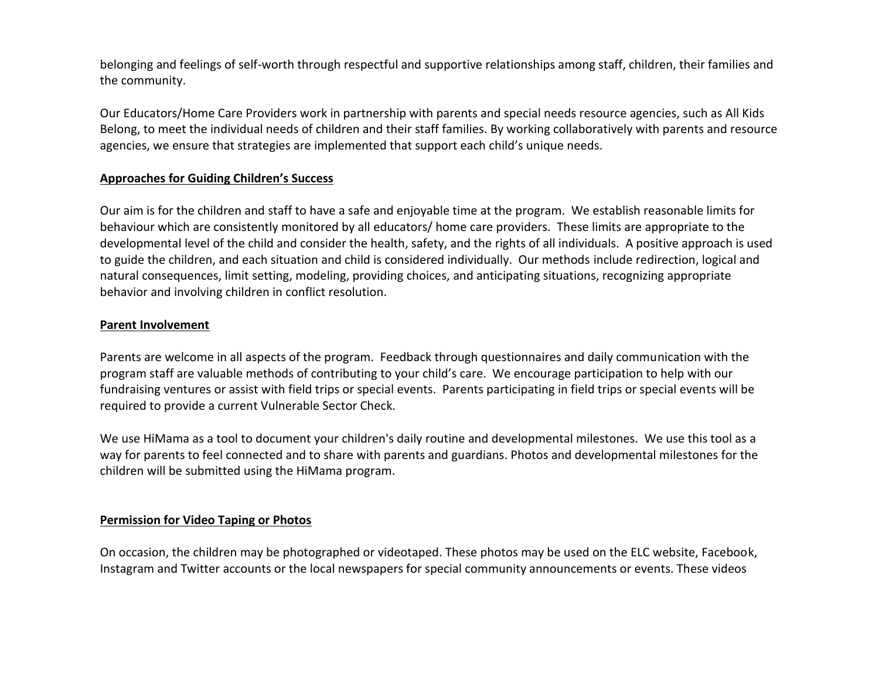belonging and feelings of self-worth through respectful and supportive relationships among staff, children, their families and the community.

Our Educators/Home Care Providers work in partnership with parents and special needs resource agencies, such as All Kids Belong, to meet the individual needs of children and their staff families. By working collaboratively with parents and resource agencies, we ensure that strategies are implemented that support each child's unique needs.

**Approaches for Guiding Children's Success**

Our aim is for the children and staff to have a safe and enjoyable time at the program. We establish reasonable limits for behaviour which are consistently monitored by all educators/ home care providers. These limits are appropriate to the developmental level of the child and consider the health, safety, and the rights of all individuals. A positive approach is used to guide the children, and each situation and child is considered individually. Our methods include redirection, logical and natural consequences, limit setting, modeling, providing choices, and anticipating situations, recognizing appropriate behavior and involving children in conflict resolution.

**Parent Involvement**

Parents are welcome in all aspects of the program. Feedback through questionnaires and daily communication with the program staff are valuable methods of contributing to your child's care. We encourage participation to help with our fundraising ventures or assist with field trips or special events. Parents participating in field trips or special events will be required to provide a current Vulnerable Sector Check.

We use HiMama as a tool to document your children's daily routine and developmental milestones. We use this tool as a way for parents to feel connected and to share with parents and guardians. Photos and developmental milestones for the children will be submitted using the HiMama program.

**Permission for Video Taping or Photos**

On occasion, the children may be photographed or videotaped. These photos may be used on the ELC website, Facebook, Instagram and Twitter accounts or the local newspapers for special community announcements or events. These videos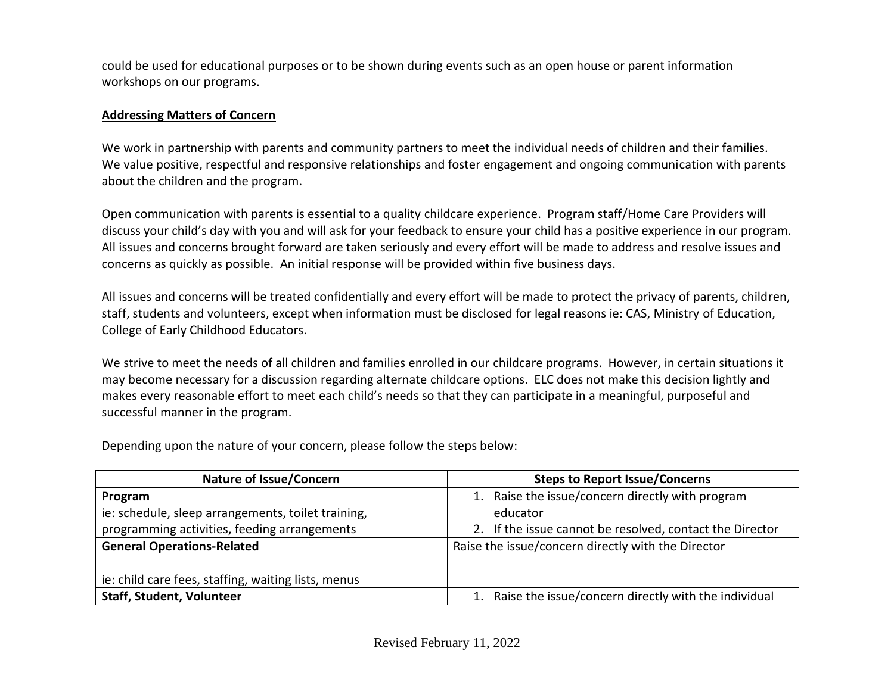could be used for educational purposes or to be shown during events such as an open house or parent information workshops on our programs.

**Addressing Matters of Concern**

We work in partnership with parents and community partners to meet the individual needs of children and their families. We value positive, respectful and responsive relationships and foster engagement and ongoing communication with parents about the children and the program.

Open communication with parents is essential to a quality childcare experience. Program staff/Home Care Providers will discuss your child's day with you and will ask for your feedback to ensure your child has a positive experience in our program. All issues and concerns brought forward are taken seriously and every effort will be made to address and resolve issues and concerns as quickly as possible. An initial response will be provided within five business days.

All issues and concerns will be treated confidentially and every effort will be made to protect the privacy of parents, children, staff, students and volunteers, except when information must be disclosed for legal reasons ie: CAS, Ministry of Education, College of Early Childhood Educators.

We strive to meet the needs of all children and families enrolled in our childcare programs. However, in certain situations it may become necessary for a discussion regarding alternate childcare options. ELC does not make this decision lightly and makes every reasonable effort to meet each child's needs so that they can participate in a meaningful, purposeful and successful manner in the program.

Depending upon the nature of your concern, please follow the steps below:

| Nature of Issue/Concern | Steps to Report Issue/Concerns |
|---|---|
| **Program**<br>ie: schedule, sleep arrangements, toilet training, programming activities, feeding arrangements | 1. Raise the issue/concern directly with program educator<br>2. If the issue cannot be resolved, contact the Director |
| **General Operations-Related**<br><br>ie: child care fees, staffing, waiting lists, menus | Raise the issue/concern directly with the Director |
| **Staff, Student, Volunteer** | 1. Raise the issue/concern directly with the individual |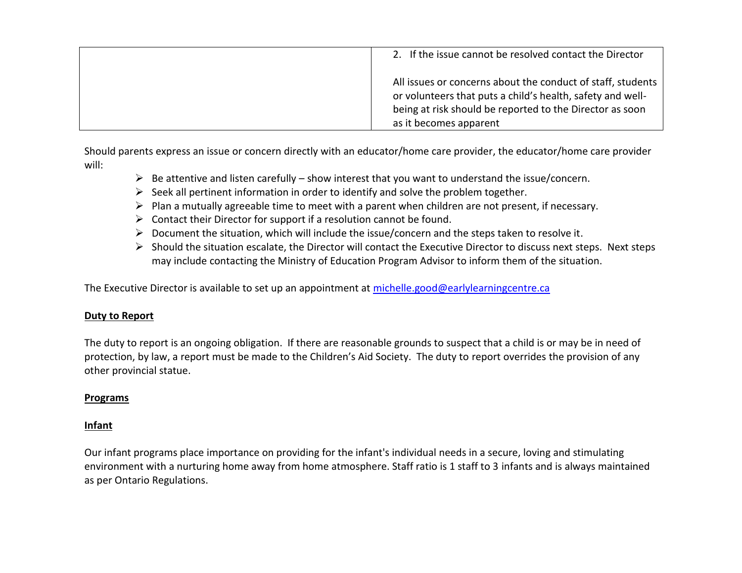| | 2. If the issue cannot be resolved contact the Director<br><br>All issues or concerns about the conduct of staff, students or volunteers that puts a child's health, safety and well-being at risk should be reported to the Director as soon as it becomes apparent |
|---|---|

Should parents express an issue or concern directly with an educator/home care provider, the educator/home care provider will:

- Be attentive and listen carefully – show interest that you want to understand the issue/concern.
- Seek all pertinent information in order to identify and solve the problem together.
- Plan a mutually agreeable time to meet with a parent when children are not present, if necessary.
- Contact their Director for support if a resolution cannot be found.
- Document the situation, which will include the issue/concern and the steps taken to resolve it.
- Should the situation escalate, the Director will contact the Executive Director to discuss next steps. Next steps may include contacting the Ministry of Education Program Advisor to inform them of the situation.

The Executive Director is available to set up an appointment at michelle.good@earlylearningcentre.ca

**Duty to Report**

The duty to report is an ongoing obligation. If there are reasonable grounds to suspect that a child is or may be in need of protection, by law, a report must be made to the Children's Aid Society. The duty to report overrides the provision of any other provincial statue.

**Programs**

**Infant**

Our infant programs place importance on providing for the infant's individual needs in a secure, loving and stimulating environment with a nurturing home away from home atmosphere. Staff ratio is 1 staff to 3 infants and is always maintained as per Ontario Regulations.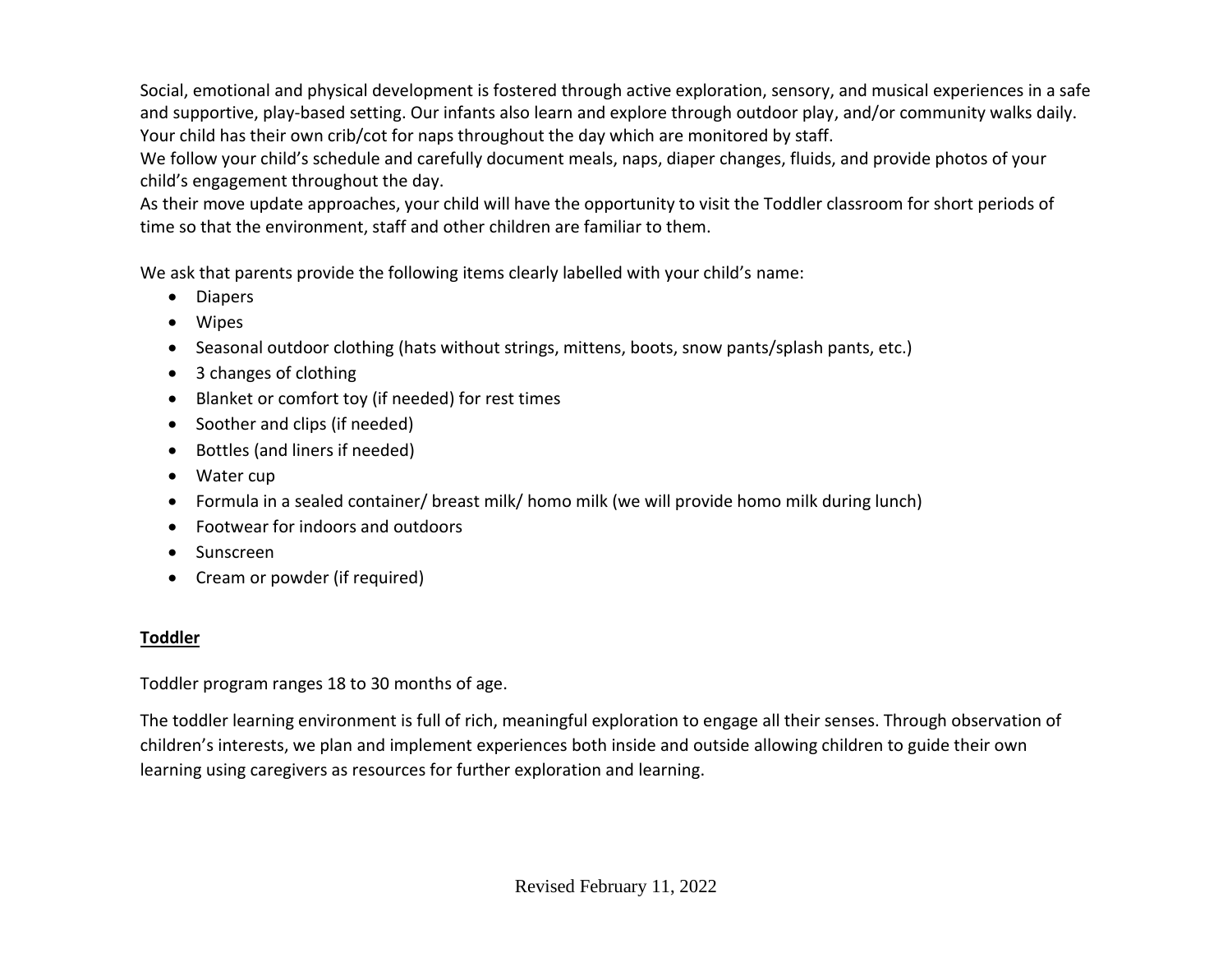Social, emotional and physical development is fostered through active exploration, sensory, and musical experiences in a safe and supportive, play-based setting. Our infants also learn and explore through outdoor play, and/or community walks daily. Your child has their own crib/cot for naps throughout the day which are monitored by staff.
We follow your child's schedule and carefully document meals, naps, diaper changes, fluids, and provide photos of your child's engagement throughout the day.
As their move update approaches, your child will have the opportunity to visit the Toddler classroom for short periods of time so that the environment, staff and other children are familiar to them.

We ask that parents provide the following items clearly labelled with your child's name:

- Diapers
- Wipes
- Seasonal outdoor clothing (hats without strings, mittens, boots, snow pants/splash pants, etc.)
- 3 changes of clothing
- Blanket or comfort toy (if needed) for rest times
- Soother and clips (if needed)
- Bottles (and liners if needed)
- Water cup
- Formula in a sealed container/ breast milk/ homo milk (we will provide homo milk during lunch)
- Footwear for indoors and outdoors
- Sunscreen
- Cream or powder (if required)

## Toddler

Toddler program ranges 18 to 30 months of age.

The toddler learning environment is full of rich, meaningful exploration to engage all their senses. Through observation of children's interests, we plan and implement experiences both inside and outside allowing children to guide their own learning using caregivers as resources for further exploration and learning.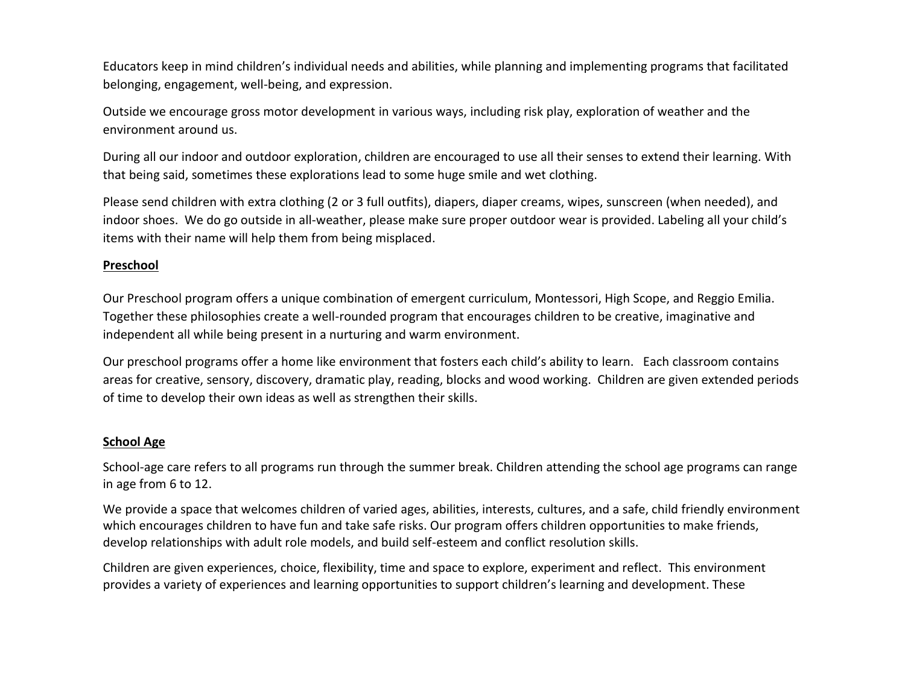Educators keep in mind children's individual needs and abilities, while planning and implementing programs that facilitated belonging, engagement, well-being, and expression.

Outside we encourage gross motor development in various ways, including risk play, exploration of weather and the environment around us.

During all our indoor and outdoor exploration, children are encouraged to use all their senses to extend their learning. With that being said, sometimes these explorations lead to some huge smile and wet clothing.

Please send children with extra clothing (2 or 3 full outfits), diapers, diaper creams, wipes, sunscreen (when needed), and indoor shoes. We do go outside in all-weather, please make sure proper outdoor wear is provided. Labeling all your child's items with their name will help them from being misplaced.

**Preschool**

Our Preschool program offers a unique combination of emergent curriculum, Montessori, High Scope, and Reggio Emilia. Together these philosophies create a well-rounded program that encourages children to be creative, imaginative and independent all while being present in a nurturing and warm environment.

Our preschool programs offer a home like environment that fosters each child's ability to learn. Each classroom contains areas for creative, sensory, discovery, dramatic play, reading, blocks and wood working. Children are given extended periods of time to develop their own ideas as well as strengthen their skills.

**School Age**

School-age care refers to all programs run through the summer break. Children attending the school age programs can range in age from 6 to 12.

We provide a space that welcomes children of varied ages, abilities, interests, cultures, and a safe, child friendly environment which encourages children to have fun and take safe risks. Our program offers children opportunities to make friends, develop relationships with adult role models, and build self-esteem and conflict resolution skills.

Children are given experiences, choice, flexibility, time and space to explore, experiment and reflect. This environment provides a variety of experiences and learning opportunities to support children's learning and development. These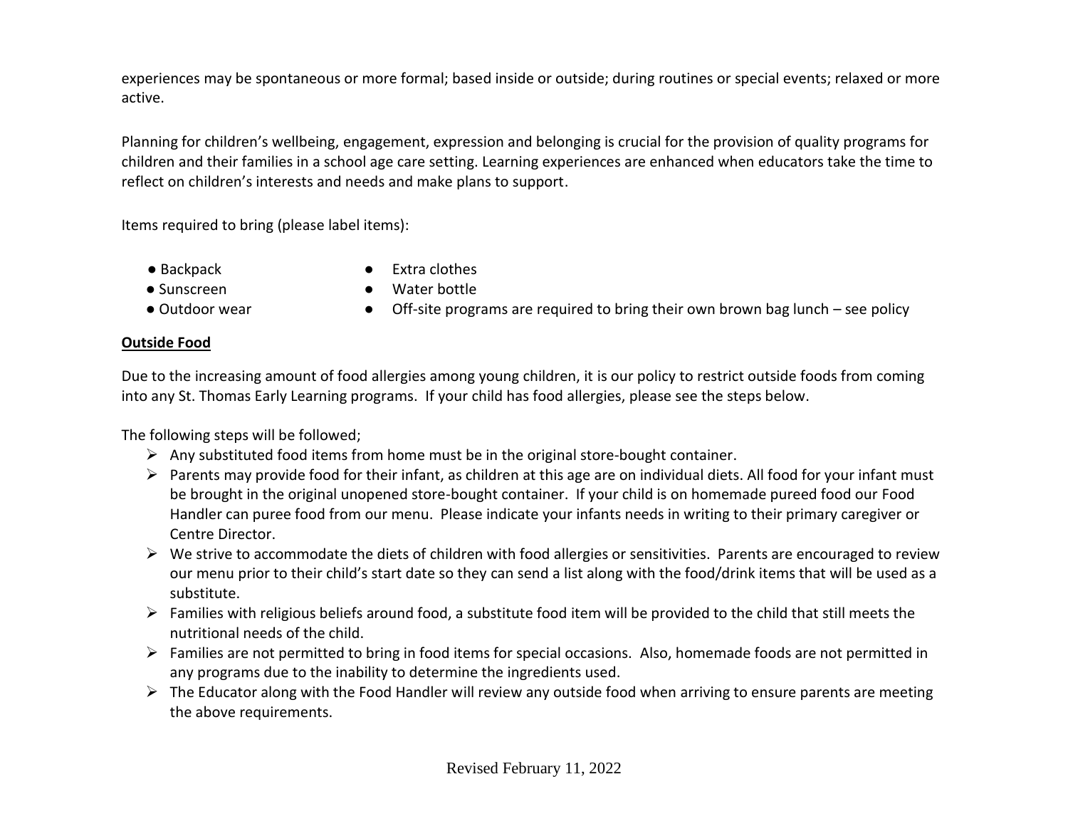experiences may be spontaneous or more formal; based inside or outside; during routines or special events; relaxed or more active.

Planning for children's wellbeing, engagement, expression and belonging is crucial for the provision of quality programs for children and their families in a school age care setting. Learning experiences are enhanced when educators take the time to reflect on children's interests and needs and make plans to support.

Items required to bring (please label items):

- Backpack
- Sunscreen
- Outdoor wear
- Extra clothes
- Water bottle
- Off-site programs are required to bring their own brown bag lunch – see policy

**<u>Outside Food</u>**

Due to the increasing amount of food allergies among young children, it is our policy to restrict outside foods from coming into any St. Thomas Early Learning programs. If your child has food allergies, please see the steps below.

The following steps will be followed;

- Any substituted food items from home must be in the original store-bought container.
- Parents may provide food for their infant, as children at this age are on individual diets. All food for your infant must be brought in the original unopened store-bought container. If your child is on homemade pureed food our Food Handler can puree food from our menu. Please indicate your infants needs in writing to their primary caregiver or Centre Director.
- We strive to accommodate the diets of children with food allergies or sensitivities. Parents are encouraged to review our menu prior to their child's start date so they can send a list along with the food/drink items that will be used as a substitute.
- Families with religious beliefs around food, a substitute food item will be provided to the child that still meets the nutritional needs of the child.
- Families are not permitted to bring in food items for special occasions. Also, homemade foods are not permitted in any programs due to the inability to determine the ingredients used.
- The Educator along with the Food Handler will review any outside food when arriving to ensure parents are meeting the above requirements.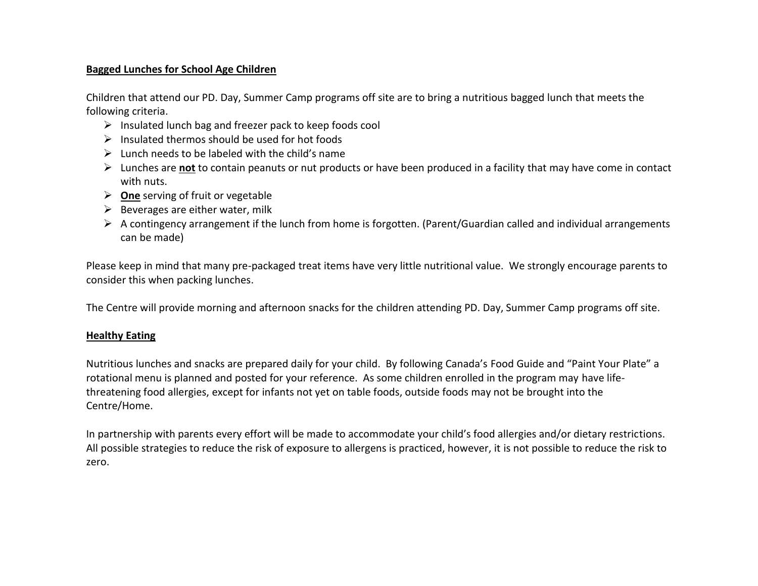**<u>Bagged Lunches for School Age Children</u>**

Children that attend our PD. Day, Summer Camp programs off site are to bring a nutritious bagged lunch that meets the following criteria.

- Insulated lunch bag and freezer pack to keep foods cool
- Insulated thermos should be used for hot foods
- Lunch needs to be labeled with the child's name
- Lunches are **<u>not</u>** to contain peanuts or nut products or have been produced in a facility that may have come in contact with nuts.
- **<u>One</u>** serving of fruit or vegetable
- Beverages are either water, milk
- A contingency arrangement if the lunch from home is forgotten. (Parent/Guardian called and individual arrangements can be made)

Please keep in mind that many pre-packaged treat items have very little nutritional value. We strongly encourage parents to consider this when packing lunches.

The Centre will provide morning and afternoon snacks for the children attending PD. Day, Summer Camp programs off site.

**<u>Healthy Eating</u>**

Nutritious lunches and snacks are prepared daily for your child. By following Canada's Food Guide and "Paint Your Plate" a rotational menu is planned and posted for your reference. As some children enrolled in the program may have life-threatening food allergies, except for infants not yet on table foods, outside foods may not be brought into the Centre/Home.

In partnership with parents every effort will be made to accommodate your child's food allergies and/or dietary restrictions. All possible strategies to reduce the risk of exposure to allergens is practiced, however, it is not possible to reduce the risk to zero.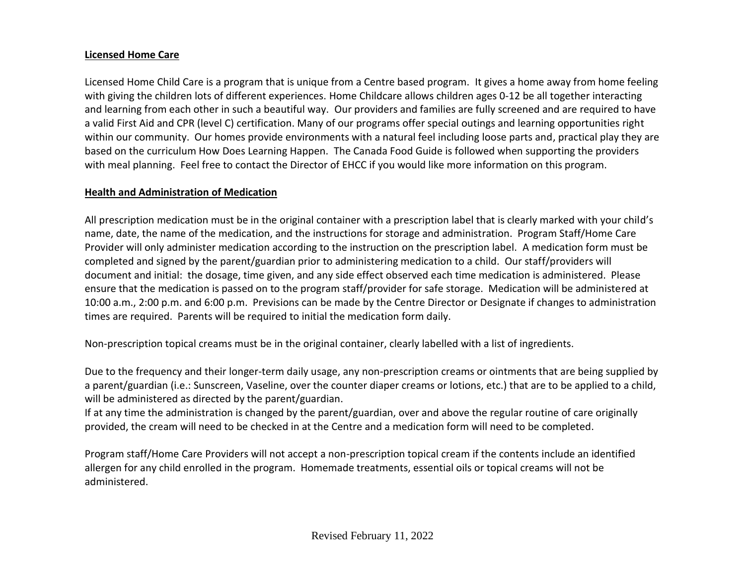**Licensed Home Care**

Licensed Home Child Care is a program that is unique from a Centre based program. It gives a home away from home feeling with giving the children lots of different experiences. Home Childcare allows children ages 0-12 be all together interacting and learning from each other in such a beautiful way. Our providers and families are fully screened and are required to have a valid First Aid and CPR (level C) certification. Many of our programs offer special outings and learning opportunities right within our community. Our homes provide environments with a natural feel including loose parts and, practical play they are based on the curriculum How Does Learning Happen. The Canada Food Guide is followed when supporting the providers with meal planning. Feel free to contact the Director of EHCC if you would like more information on this program.

**Health and Administration of Medication**

All prescription medication must be in the original container with a prescription label that is clearly marked with your child's name, date, the name of the medication, and the instructions for storage and administration. Program Staff/Home Care Provider will only administer medication according to the instruction on the prescription label. A medication form must be completed and signed by the parent/guardian prior to administering medication to a child. Our staff/providers will document and initial: the dosage, time given, and any side effect observed each time medication is administered. Please ensure that the medication is passed on to the program staff/provider for safe storage. Medication will be administered at 10:00 a.m., 2:00 p.m. and 6:00 p.m. Previsions can be made by the Centre Director or Designate if changes to administration times are required. Parents will be required to initial the medication form daily.

Non-prescription topical creams must be in the original container, clearly labelled with a list of ingredients.

Due to the frequency and their longer-term daily usage, any non-prescription creams or ointments that are being supplied by a parent/guardian (i.e.: Sunscreen, Vaseline, over the counter diaper creams or lotions, etc.) that are to be applied to a child, will be administered as directed by the parent/guardian.
If at any time the administration is changed by the parent/guardian, over and above the regular routine of care originally provided, the cream will need to be checked in at the Centre and a medication form will need to be completed.

Program staff/Home Care Providers will not accept a non-prescription topical cream if the contents include an identified allergen for any child enrolled in the program. Homemade treatments, essential oils or topical creams will not be administered.

Revised February 11, 2022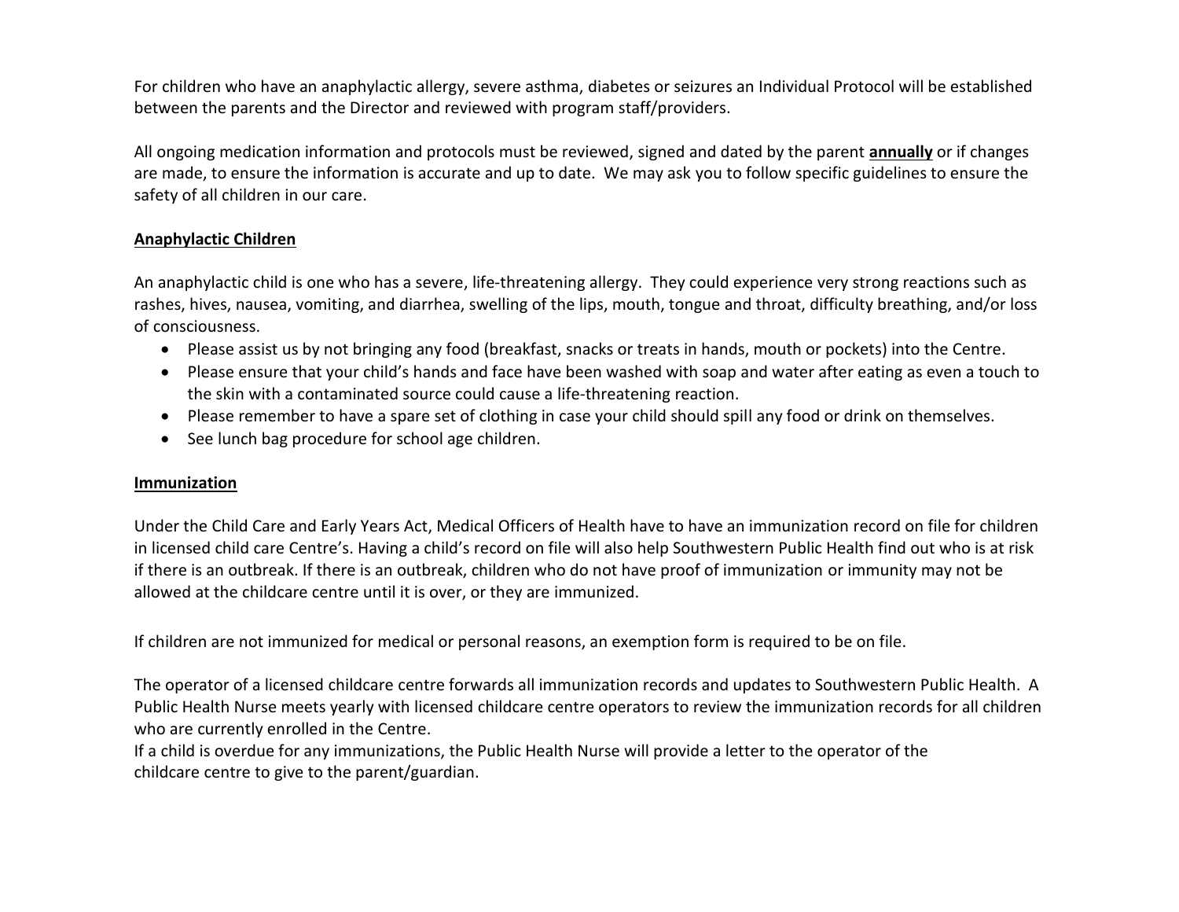For children who have an anaphylactic allergy, severe asthma, diabetes or seizures an Individual Protocol will be established between the parents and the Director and reviewed with program staff/providers.

All ongoing medication information and protocols must be reviewed, signed and dated by the parent **annually** or if changes are made, to ensure the information is accurate and up to date. We may ask you to follow specific guidelines to ensure the safety of all children in our care.

## Anaphylactic Children

An anaphylactic child is one who has a severe, life-threatening allergy. They could experience very strong reactions such as rashes, hives, nausea, vomiting, and diarrhea, swelling of the lips, mouth, tongue and throat, difficulty breathing, and/or loss of consciousness.

- Please assist us by not bringing any food (breakfast, snacks or treats in hands, mouth or pockets) into the Centre.
- Please ensure that your child's hands and face have been washed with soap and water after eating as even a touch to the skin with a contaminated source could cause a life-threatening reaction.
- Please remember to have a spare set of clothing in case your child should spill any food or drink on themselves.
- See lunch bag procedure for school age children.

## Immunization

Under the Child Care and Early Years Act, Medical Officers of Health have to have an immunization record on file for children in licensed child care Centre's. Having a child's record on file will also help Southwestern Public Health find out who is at risk if there is an outbreak. If there is an outbreak, children who do not have proof of immunization or immunity may not be allowed at the childcare centre until it is over, or they are immunized.

If children are not immunized for medical or personal reasons, an exemption form is required to be on file.

The operator of a licensed childcare centre forwards all immunization records and updates to Southwestern Public Health. A Public Health Nurse meets yearly with licensed childcare centre operators to review the immunization records for all children who are currently enrolled in the Centre.
If a child is overdue for any immunizations, the Public Health Nurse will provide a letter to the operator of the childcare centre to give to the parent/guardian.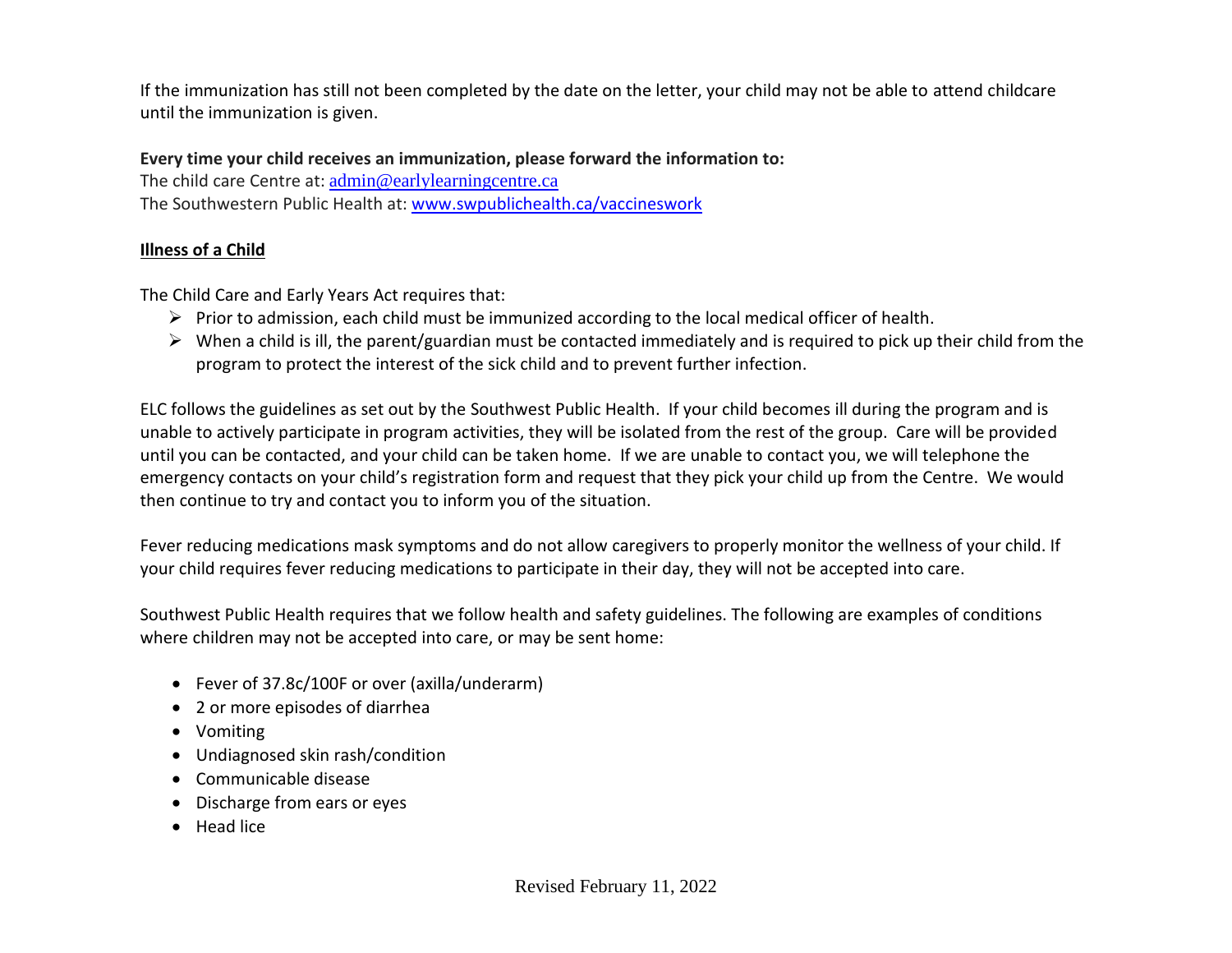If the immunization has still not been completed by the date on the letter, your child may not be able to attend childcare until the immunization is given.

**Every time your child receives an immunization, please forward the information to:**
The child care Centre at: admin@earlylearningcentre.ca
The Southwestern Public Health at: www.swpublichealth.ca/vaccineswork

**Illness of a Child**

The Child Care and Early Years Act requires that:

- Prior to admission, each child must be immunized according to the local medical officer of health.
- When a child is ill, the parent/guardian must be contacted immediately and is required to pick up their child from the program to protect the interest of the sick child and to prevent further infection.

ELC follows the guidelines as set out by the Southwest Public Health. If your child becomes ill during the program and is unable to actively participate in program activities, they will be isolated from the rest of the group. Care will be provided until you can be contacted, and your child can be taken home. If we are unable to contact you, we will telephone the emergency contacts on your child's registration form and request that they pick your child up from the Centre. We would then continue to try and contact you to inform you of the situation.

Fever reducing medications mask symptoms and do not allow caregivers to properly monitor the wellness of your child. If your child requires fever reducing medications to participate in their day, they will not be accepted into care.

Southwest Public Health requires that we follow health and safety guidelines. The following are examples of conditions where children may not be accepted into care, or may be sent home:

- Fever of 37.8c/100F or over (axilla/underarm)
- 2 or more episodes of diarrhea
- Vomiting
- Undiagnosed skin rash/condition
- Communicable disease
- Discharge from ears or eyes
- Head lice

Revised February 11, 2022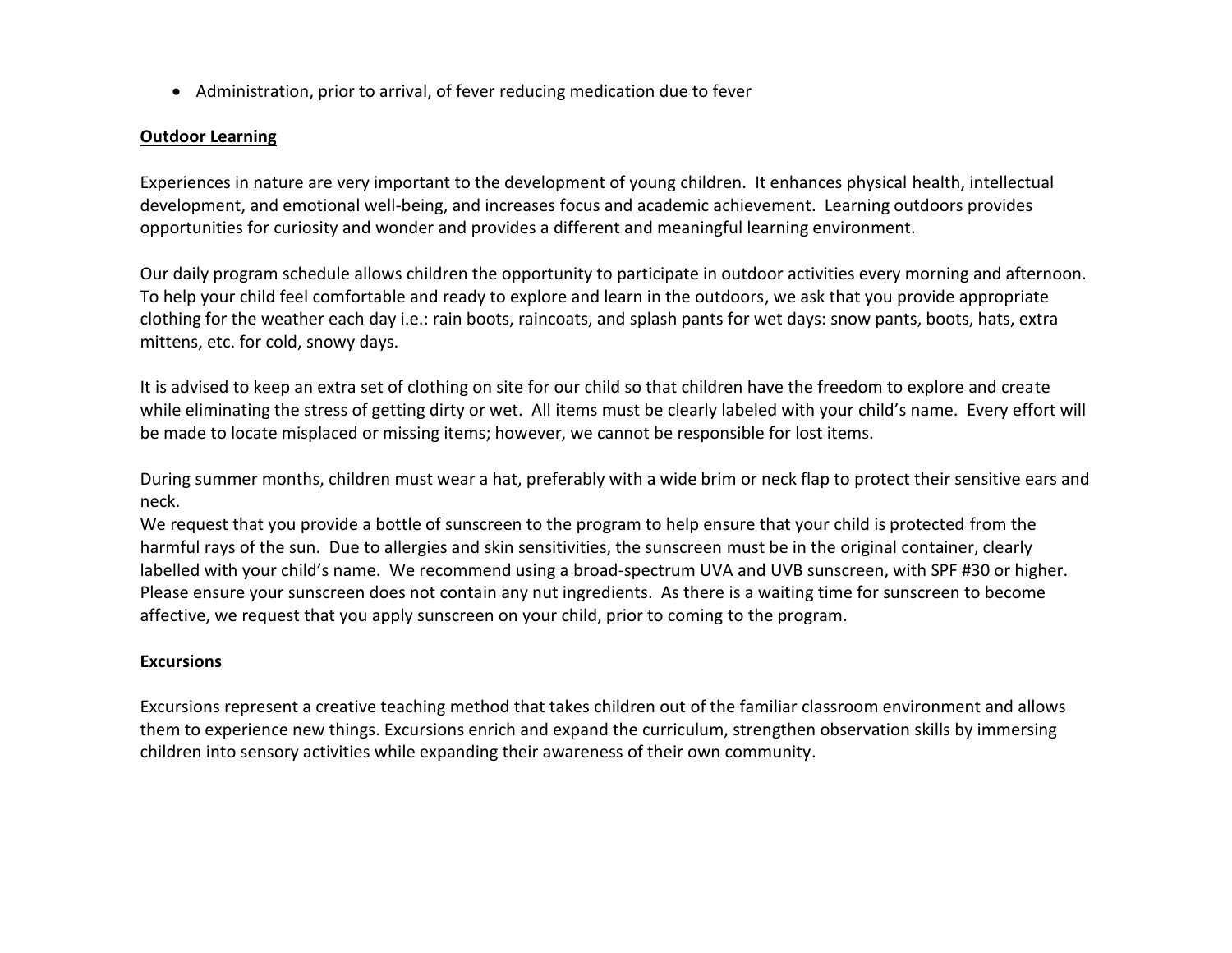- Administration, prior to arrival, of fever reducing medication due to fever

## Outdoor Learning

Experiences in nature are very important to the development of young children. It enhances physical health, intellectual development, and emotional well-being, and increases focus and academic achievement. Learning outdoors provides opportunities for curiosity and wonder and provides a different and meaningful learning environment.

Our daily program schedule allows children the opportunity to participate in outdoor activities every morning and afternoon. To help your child feel comfortable and ready to explore and learn in the outdoors, we ask that you provide appropriate clothing for the weather each day i.e.: rain boots, raincoats, and splash pants for wet days: snow pants, boots, hats, extra mittens, etc. for cold, snowy days.

It is advised to keep an extra set of clothing on site for our child so that children have the freedom to explore and create while eliminating the stress of getting dirty or wet. All items must be clearly labeled with your child's name. Every effort will be made to locate misplaced or missing items; however, we cannot be responsible for lost items.

During summer months, children must wear a hat, preferably with a wide brim or neck flap to protect their sensitive ears and neck.
We request that you provide a bottle of sunscreen to the program to help ensure that your child is protected from the harmful rays of the sun. Due to allergies and skin sensitivities, the sunscreen must be in the original container, clearly labelled with your child's name. We recommend using a broad-spectrum UVA and UVB sunscreen, with SPF #30 or higher. Please ensure your sunscreen does not contain any nut ingredients. As there is a waiting time for sunscreen to become affective, we request that you apply sunscreen on your child, prior to coming to the program.

## Excursions

Excursions represent a creative teaching method that takes children out of the familiar classroom environment and allows them to experience new things. Excursions enrich and expand the curriculum, strengthen observation skills by immersing children into sensory activities while expanding their awareness of their own community.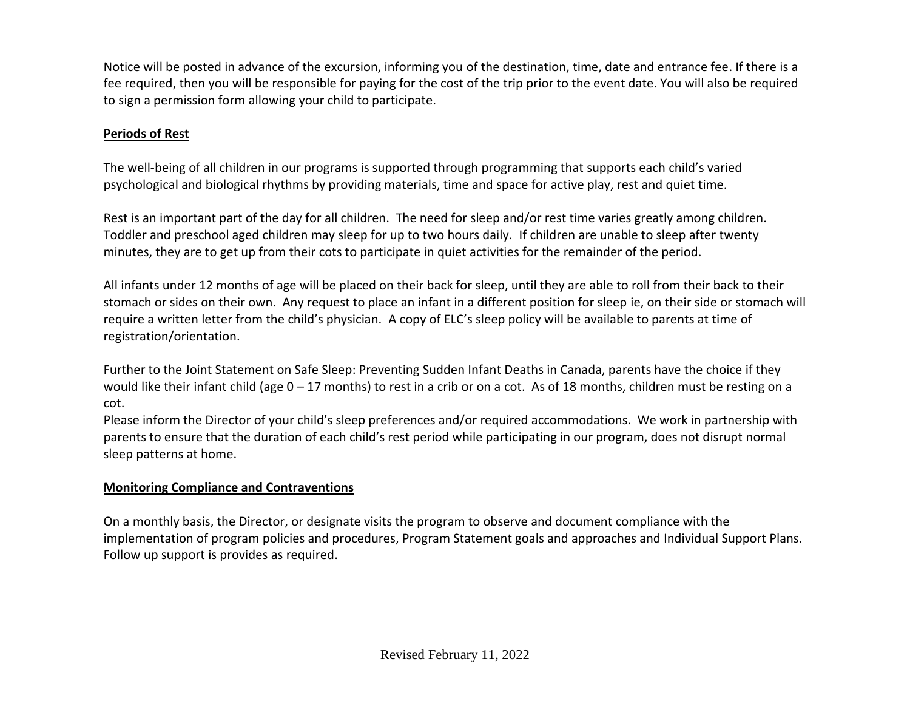Notice will be posted in advance of the excursion, informing you of the destination, time, date and entrance fee. If there is a fee required, then you will be responsible for paying for the cost of the trip prior to the event date. You will also be required to sign a permission form allowing your child to participate.

**Periods of Rest**

The well-being of all children in our programs is supported through programming that supports each child's varied psychological and biological rhythms by providing materials, time and space for active play, rest and quiet time.

Rest is an important part of the day for all children. The need for sleep and/or rest time varies greatly among children. Toddler and preschool aged children may sleep for up to two hours daily. If children are unable to sleep after twenty minutes, they are to get up from their cots to participate in quiet activities for the remainder of the period.

All infants under 12 months of age will be placed on their back for sleep, until they are able to roll from their back to their stomach or sides on their own. Any request to place an infant in a different position for sleep ie, on their side or stomach will require a written letter from the child's physician. A copy of ELC's sleep policy will be available to parents at time of registration/orientation.

Further to the Joint Statement on Safe Sleep: Preventing Sudden Infant Deaths in Canada, parents have the choice if they would like their infant child (age 0 – 17 months) to rest in a crib or on a cot. As of 18 months, children must be resting on a cot.
Please inform the Director of your child's sleep preferences and/or required accommodations. We work in partnership with parents to ensure that the duration of each child's rest period while participating in our program, does not disrupt normal sleep patterns at home.

**Monitoring Compliance and Contraventions**

On a monthly basis, the Director, or designate visits the program to observe and document compliance with the implementation of program policies and procedures, Program Statement goals and approaches and Individual Support Plans. Follow up support is provides as required.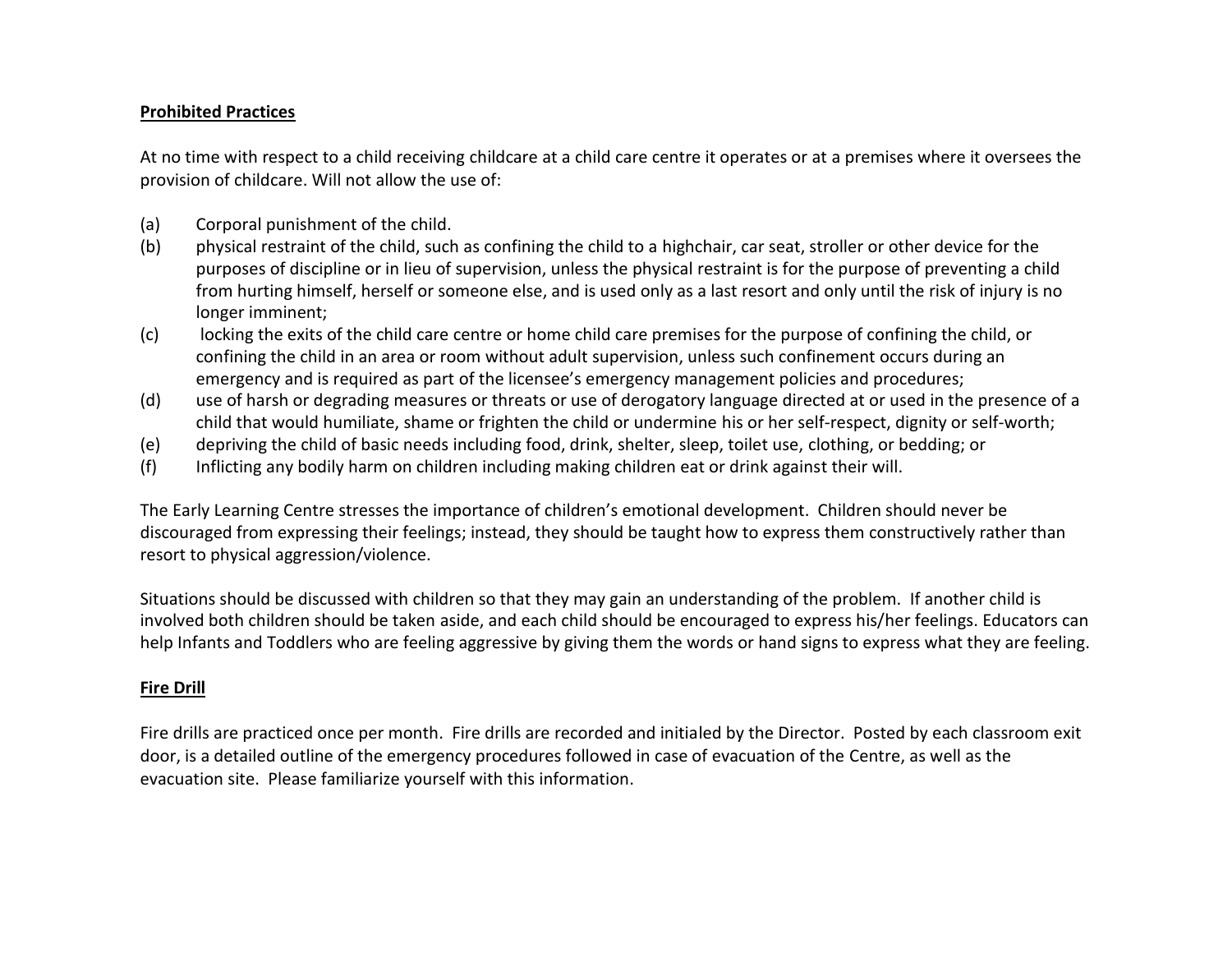## Prohibited Practices

At no time with respect to a child receiving childcare at a child care centre it operates or at a premises where it oversees the provision of childcare. Will not allow the use of:

(a) Corporal punishment of the child.
(b) physical restraint of the child, such as confining the child to a highchair, car seat, stroller or other device for the purposes of discipline or in lieu of supervision, unless the physical restraint is for the purpose of preventing a child from hurting himself, herself or someone else, and is used only as a last resort and only until the risk of injury is no longer imminent;
(c) locking the exits of the child care centre or home child care premises for the purpose of confining the child, or confining the child in an area or room without adult supervision, unless such confinement occurs during an emergency and is required as part of the licensee's emergency management policies and procedures;
(d) use of harsh or degrading measures or threats or use of derogatory language directed at or used in the presence of a child that would humiliate, shame or frighten the child or undermine his or her self-respect, dignity or self-worth;
(e) depriving the child of basic needs including food, drink, shelter, sleep, toilet use, clothing, or bedding; or
(f) Inflicting any bodily harm on children including making children eat or drink against their will.

The Early Learning Centre stresses the importance of children's emotional development. Children should never be discouraged from expressing their feelings; instead, they should be taught how to express them constructively rather than resort to physical aggression/violence.

Situations should be discussed with children so that they may gain an understanding of the problem. If another child is involved both children should be taken aside, and each child should be encouraged to express his/her feelings. Educators can help Infants and Toddlers who are feeling aggressive by giving them the words or hand signs to express what they are feeling.

## Fire Drill

Fire drills are practiced once per month. Fire drills are recorded and initialed by the Director. Posted by each classroom exit door, is a detailed outline of the emergency procedures followed in case of evacuation of the Centre, as well as the evacuation site. Please familiarize yourself with this information.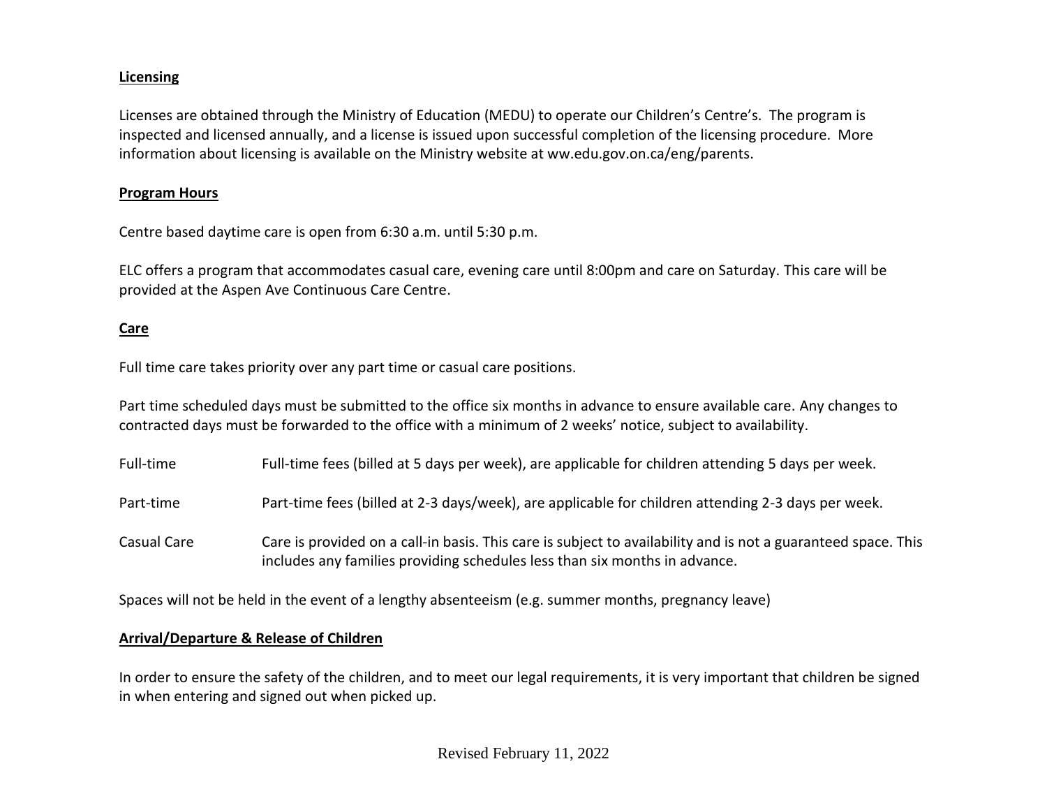**Licensing**

Licenses are obtained through the Ministry of Education (MEDU) to operate our Children's Centre's. The program is inspected and licensed annually, and a license is issued upon successful completion of the licensing procedure. More information about licensing is available on the Ministry website at ww.edu.gov.on.ca/eng/parents.

**Program Hours**

Centre based daytime care is open from 6:30 a.m. until 5:30 p.m.

ELC offers a program that accommodates casual care, evening care until 8:00pm and care on Saturday. This care will be provided at the Aspen Ave Continuous Care Centre.

**Care**

Full time care takes priority over any part time or casual care positions.

Part time scheduled days must be submitted to the office six months in advance to ensure available care. Any changes to contracted days must be forwarded to the office with a minimum of 2 weeks' notice, subject to availability.

| | |
|---|---|
| Full-time | Full-time fees (billed at 5 days per week), are applicable for children attending 5 days per week. |
| Part-time | Part-time fees (billed at 2-3 days/week), are applicable for children attending 2-3 days per week. |
| Casual Care | Care is provided on a call-in basis. This care is subject to availability and is not a guaranteed space. This includes any families providing schedules less than six months in advance. |

Spaces will not be held in the event of a lengthy absenteeism (e.g. summer months, pregnancy leave)

**Arrival/Departure & Release of Children**

In order to ensure the safety of the children, and to meet our legal requirements, it is very important that children be signed in when entering and signed out when picked up.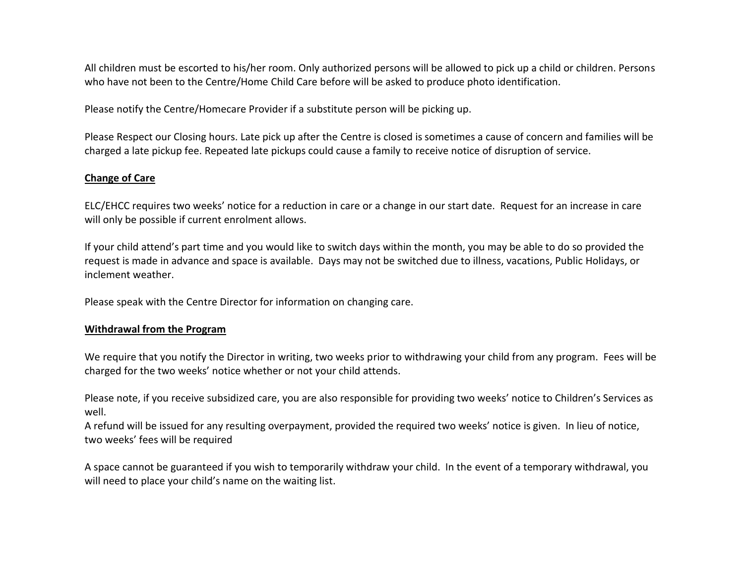All children must be escorted to his/her room. Only authorized persons will be allowed to pick up a child or children. Persons who have not been to the Centre/Home Child Care before will be asked to produce photo identification.

Please notify the Centre/Homecare Provider if a substitute person will be picking up.

Please Respect our Closing hours. Late pick up after the Centre is closed is sometimes a cause of concern and families will be charged a late pickup fee. Repeated late pickups could cause a family to receive notice of disruption of service.

**Change of Care**

ELC/EHCC requires two weeks' notice for a reduction in care or a change in our start date. Request for an increase in care will only be possible if current enrolment allows.

If your child attend's part time and you would like to switch days within the month, you may be able to do so provided the request is made in advance and space is available. Days may not be switched due to illness, vacations, Public Holidays, or inclement weather.

Please speak with the Centre Director for information on changing care.

**Withdrawal from the Program**

We require that you notify the Director in writing, two weeks prior to withdrawing your child from any program. Fees will be charged for the two weeks' notice whether or not your child attends.

Please note, if you receive subsidized care, you are also responsible for providing two weeks' notice to Children's Services as well.
A refund will be issued for any resulting overpayment, provided the required two weeks' notice is given. In lieu of notice, two weeks' fees will be required

A space cannot be guaranteed if you wish to temporarily withdraw your child. In the event of a temporary withdrawal, you will need to place your child's name on the waiting list.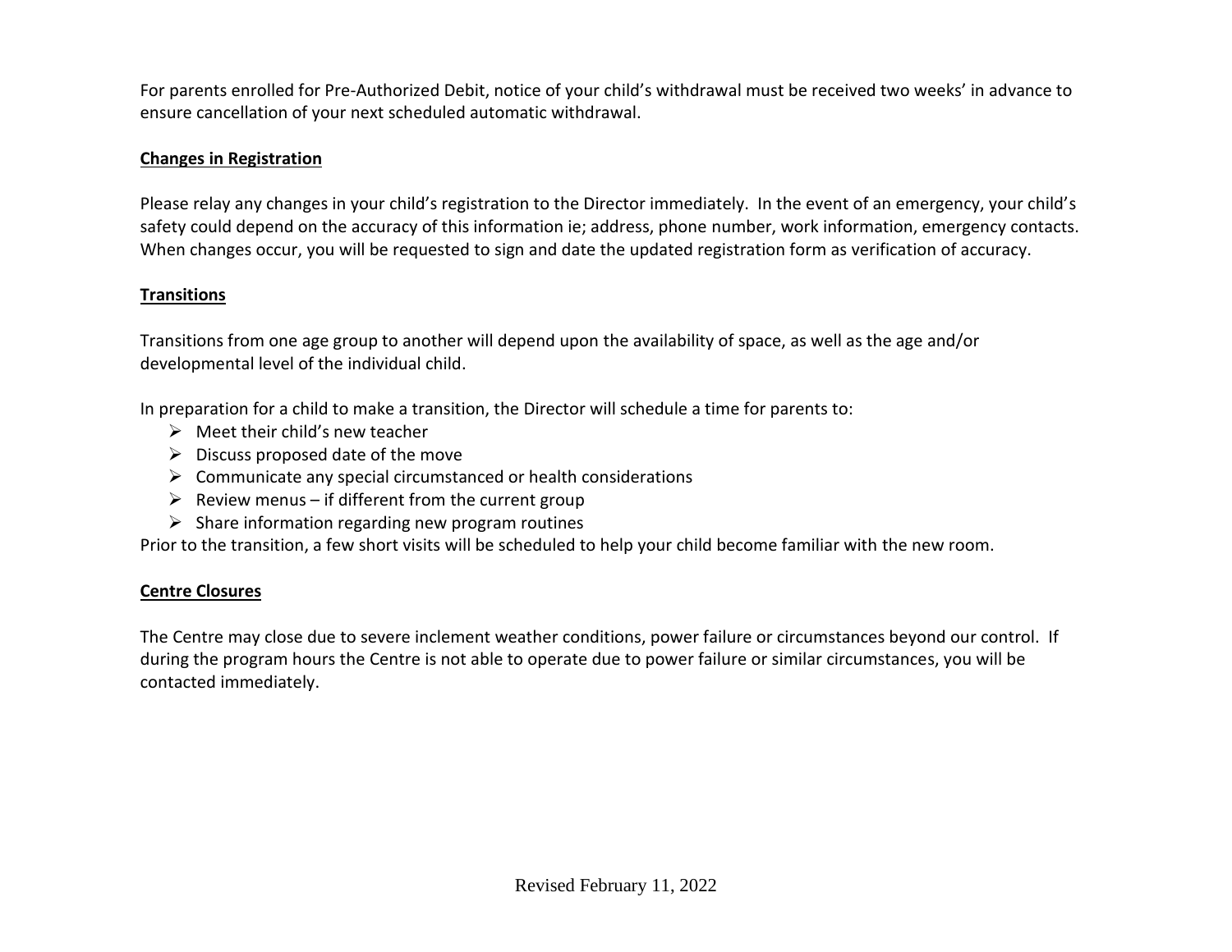For parents enrolled for Pre-Authorized Debit, notice of your child's withdrawal must be received two weeks' in advance to ensure cancellation of your next scheduled automatic withdrawal.

**Changes in Registration**

Please relay any changes in your child's registration to the Director immediately. In the event of an emergency, your child's safety could depend on the accuracy of this information ie; address, phone number, work information, emergency contacts. When changes occur, you will be requested to sign and date the updated registration form as verification of accuracy.

**Transitions**

Transitions from one age group to another will depend upon the availability of space, as well as the age and/or developmental level of the individual child.

In preparation for a child to make a transition, the Director will schedule a time for parents to:

- Meet their child's new teacher
- Discuss proposed date of the move
- Communicate any special circumstanced or health considerations
- Review menus – if different from the current group
- Share information regarding new program routines

Prior to the transition, a few short visits will be scheduled to help your child become familiar with the new room.

**Centre Closures**

The Centre may close due to severe inclement weather conditions, power failure or circumstances beyond our control. If during the program hours the Centre is not able to operate due to power failure or similar circumstances, you will be contacted immediately.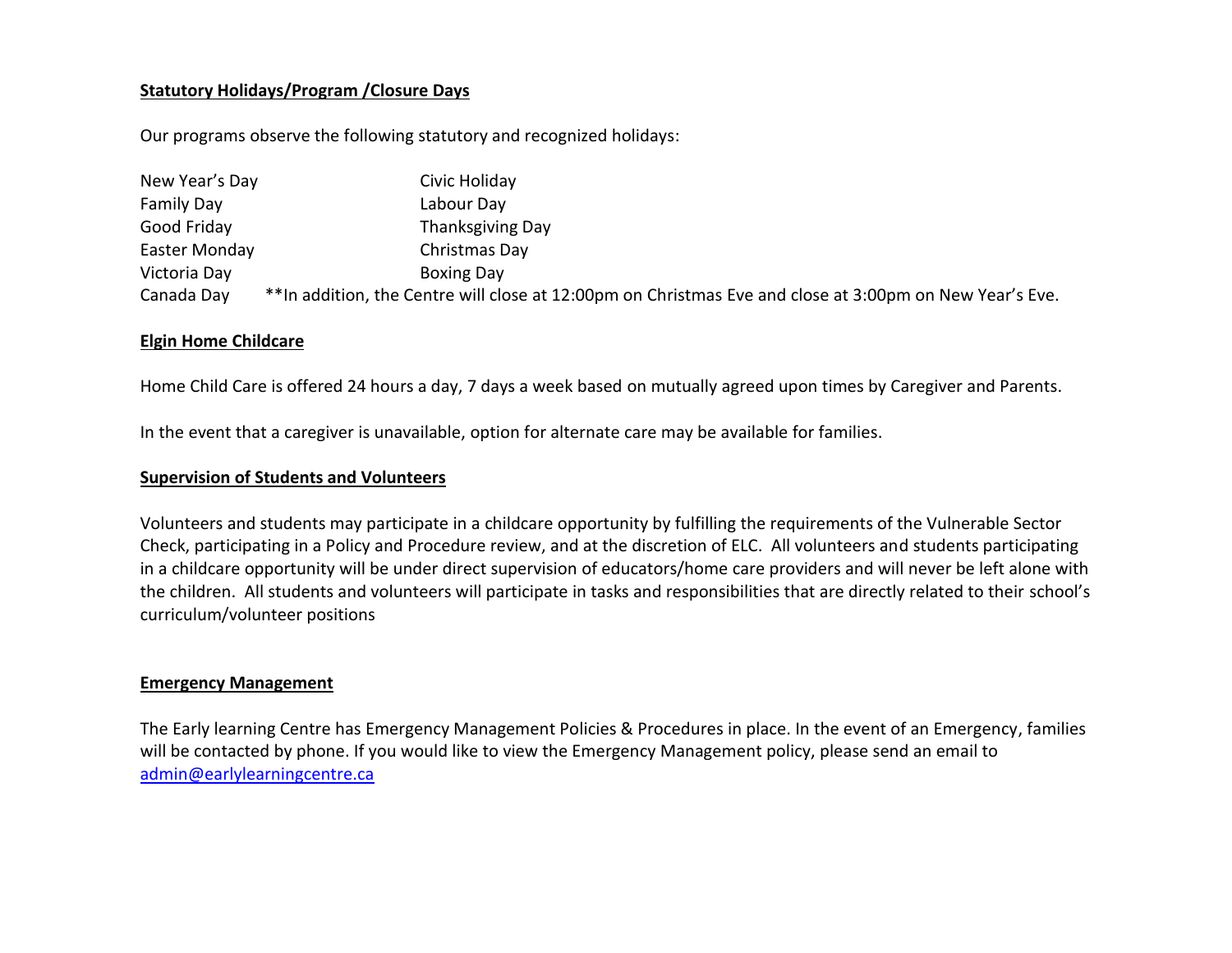**Statutory Holidays/Program /Closure Days**

Our programs observe the following statutory and recognized holidays:

| | |
|---|---|
| New Year's Day | Civic Holiday |
| Family Day | Labour Day |
| Good Friday | Thanksgiving Day |
| Easter Monday | Christmas Day |
| Victoria Day | Boxing Day |
| Canada Day | |

**In addition, the Centre will close at 12:00pm on Christmas Eve and close at 3:00pm on New Year's Eve.

**Elgin Home Childcare**

Home Child Care is offered 24 hours a day, 7 days a week based on mutually agreed upon times by Caregiver and Parents.

In the event that a caregiver is unavailable, option for alternate care may be available for families.

**Supervision of Students and Volunteers**

Volunteers and students may participate in a childcare opportunity by fulfilling the requirements of the Vulnerable Sector Check, participating in a Policy and Procedure review, and at the discretion of ELC. All volunteers and students participating in a childcare opportunity will be under direct supervision of educators/home care providers and will never be left alone with the children. All students and volunteers will participate in tasks and responsibilities that are directly related to their school's curriculum/volunteer positions

**Emergency Management**

The Early learning Centre has Emergency Management Policies & Procedures in place. In the event of an Emergency, families will be contacted by phone. If you would like to view the Emergency Management policy, please send an email to admin@earlylearningcentre.ca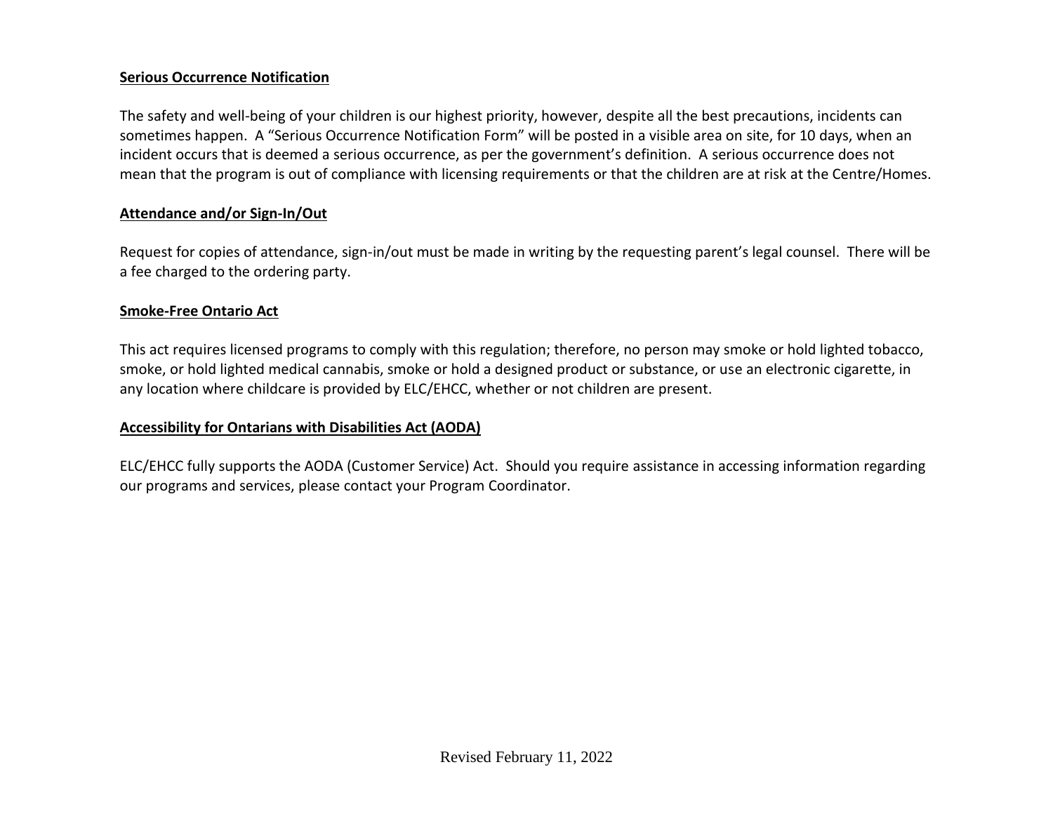**Serious Occurrence Notification**

The safety and well-being of your children is our highest priority, however, despite all the best precautions, incidents can sometimes happen. A "Serious Occurrence Notification Form" will be posted in a visible area on site, for 10 days, when an incident occurs that is deemed a serious occurrence, as per the government's definition. A serious occurrence does not mean that the program is out of compliance with licensing requirements or that the children are at risk at the Centre/Homes.

**Attendance and/or Sign-In/Out**

Request for copies of attendance, sign-in/out must be made in writing by the requesting parent's legal counsel. There will be a fee charged to the ordering party.

**Smoke-Free Ontario Act**

This act requires licensed programs to comply with this regulation; therefore, no person may smoke or hold lighted tobacco, smoke, or hold lighted medical cannabis, smoke or hold a designed product or substance, or use an electronic cigarette, in any location where childcare is provided by ELC/EHCC, whether or not children are present.

**Accessibility for Ontarians with Disabilities Act (AODA)**

ELC/EHCC fully supports the AODA (Customer Service) Act. Should you require assistance in accessing information regarding our programs and services, please contact your Program Coordinator.

Revised February 11, 2022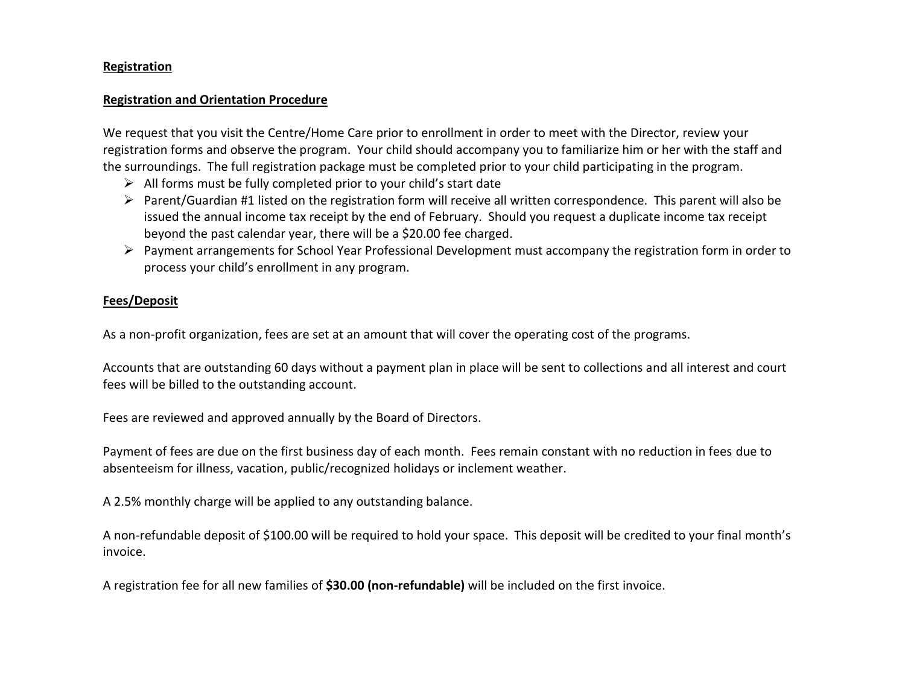## Registration

### Registration and Orientation Procedure

We request that you visit the Centre/Home Care prior to enrollment in order to meet with the Director, review your registration forms and observe the program. Your child should accompany you to familiarize him or her with the staff and the surroundings. The full registration package must be completed prior to your child participating in the program.

- All forms must be fully completed prior to your child's start date
- Parent/Guardian #1 listed on the registration form will receive all written correspondence. This parent will also be issued the annual income tax receipt by the end of February. Should you request a duplicate income tax receipt beyond the past calendar year, there will be a $20.00 fee charged.
- Payment arrangements for School Year Professional Development must accompany the registration form in order to process your child's enrollment in any program.

### Fees/Deposit

As a non-profit organization, fees are set at an amount that will cover the operating cost of the programs.

Accounts that are outstanding 60 days without a payment plan in place will be sent to collections and all interest and court fees will be billed to the outstanding account.

Fees are reviewed and approved annually by the Board of Directors.

Payment of fees are due on the first business day of each month. Fees remain constant with no reduction in fees due to absenteeism for illness, vacation, public/recognized holidays or inclement weather.

A 2.5% monthly charge will be applied to any outstanding balance.

A non-refundable deposit of $100.00 will be required to hold your space. This deposit will be credited to your final month's invoice.

A registration fee for all new families of **$30.00 (non-refundable)** will be included on the first invoice.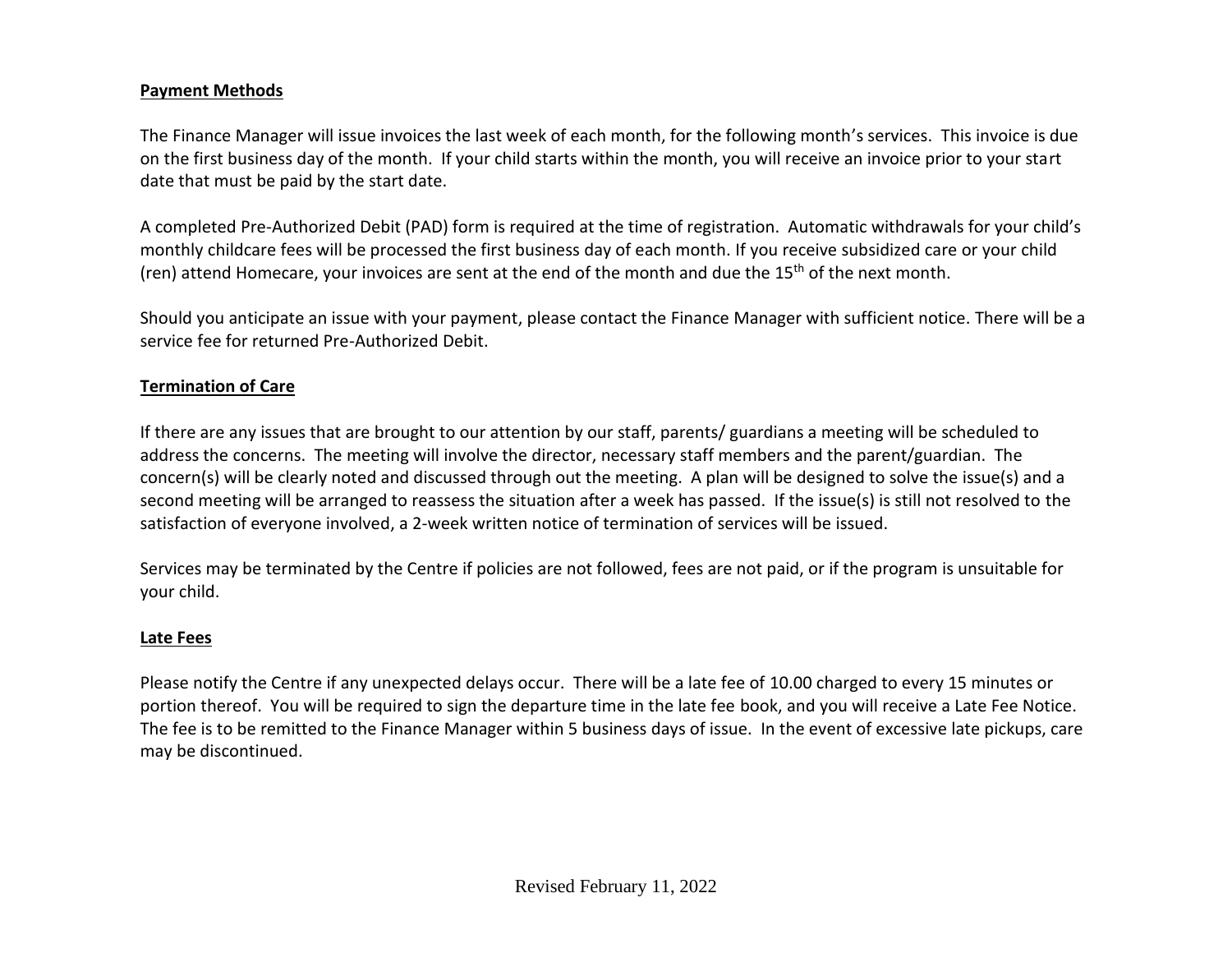**Payment Methods**

The Finance Manager will issue invoices the last week of each month, for the following month's services. This invoice is due on the first business day of the month. If your child starts within the month, you will receive an invoice prior to your start date that must be paid by the start date.

A completed Pre-Authorized Debit (PAD) form is required at the time of registration. Automatic withdrawals for your child's monthly childcare fees will be processed the first business day of each month. If you receive subsidized care or your child (ren) attend Homecare, your invoices are sent at the end of the month and due the 15th of the next month.

Should you anticipate an issue with your payment, please contact the Finance Manager with sufficient notice. There will be a service fee for returned Pre-Authorized Debit.

**Termination of Care**

If there are any issues that are brought to our attention by our staff, parents/ guardians a meeting will be scheduled to address the concerns. The meeting will involve the director, necessary staff members and the parent/guardian. The concern(s) will be clearly noted and discussed through out the meeting. A plan will be designed to solve the issue(s) and a second meeting will be arranged to reassess the situation after a week has passed. If the issue(s) is still not resolved to the satisfaction of everyone involved, a 2-week written notice of termination of services will be issued.

Services may be terminated by the Centre if policies are not followed, fees are not paid, or if the program is unsuitable for your child.

**Late Fees**

Please notify the Centre if any unexpected delays occur. There will be a late fee of 10.00 charged to every 15 minutes or portion thereof. You will be required to sign the departure time in the late fee book, and you will receive a Late Fee Notice. The fee is to be remitted to the Finance Manager within 5 business days of issue. In the event of excessive late pickups, care may be discontinued.

Revised February 11, 2022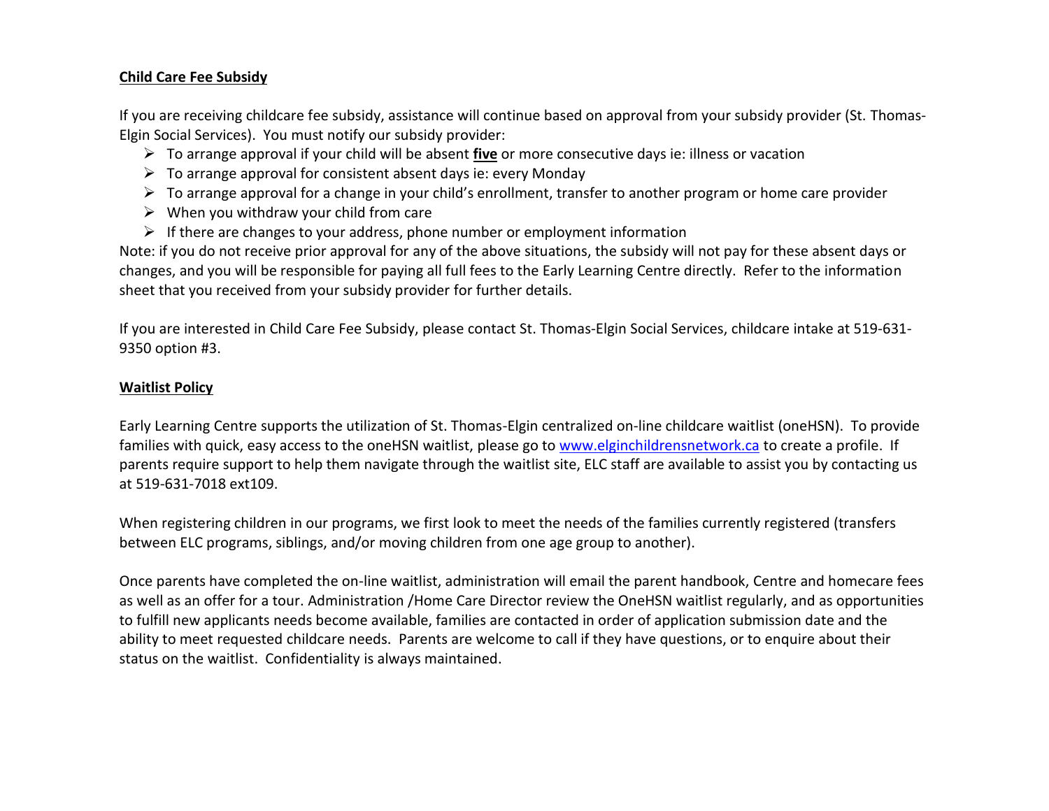## Child Care Fee Subsidy

If you are receiving childcare fee subsidy, assistance will continue based on approval from your subsidy provider (St. Thomas-Elgin Social Services). You must notify our subsidy provider:

- To arrange approval if your child will be absent **five** or more consecutive days ie: illness or vacation
- To arrange approval for consistent absent days ie: every Monday
- To arrange approval for a change in your child's enrollment, transfer to another program or home care provider
- When you withdraw your child from care
- If there are changes to your address, phone number or employment information

Note: if you do not receive prior approval for any of the above situations, the subsidy will not pay for these absent days or changes, and you will be responsible for paying all full fees to the Early Learning Centre directly. Refer to the information sheet that you received from your subsidy provider for further details.

If you are interested in Child Care Fee Subsidy, please contact St. Thomas-Elgin Social Services, childcare intake at 519-631-9350 option #3.

## Waitlist Policy

Early Learning Centre supports the utilization of St. Thomas-Elgin centralized on-line childcare waitlist (oneHSN). To provide families with quick, easy access to the oneHSN waitlist, please go to [www.elginchildrensnetwork.ca](http://www.elginchildrensnetwork.ca) to create a profile. If parents require support to help them navigate through the waitlist site, ELC staff are available to assist you by contacting us at 519-631-7018 ext109.

When registering children in our programs, we first look to meet the needs of the families currently registered (transfers between ELC programs, siblings, and/or moving children from one age group to another).

Once parents have completed the on-line waitlist, administration will email the parent handbook, Centre and homecare fees as well as an offer for a tour. Administration /Home Care Director review the OneHSN waitlist regularly, and as opportunities to fulfill new applicants needs become available, families are contacted in order of application submission date and the ability to meet requested childcare needs. Parents are welcome to call if they have questions, or to enquire about their status on the waitlist. Confidentiality is always maintained.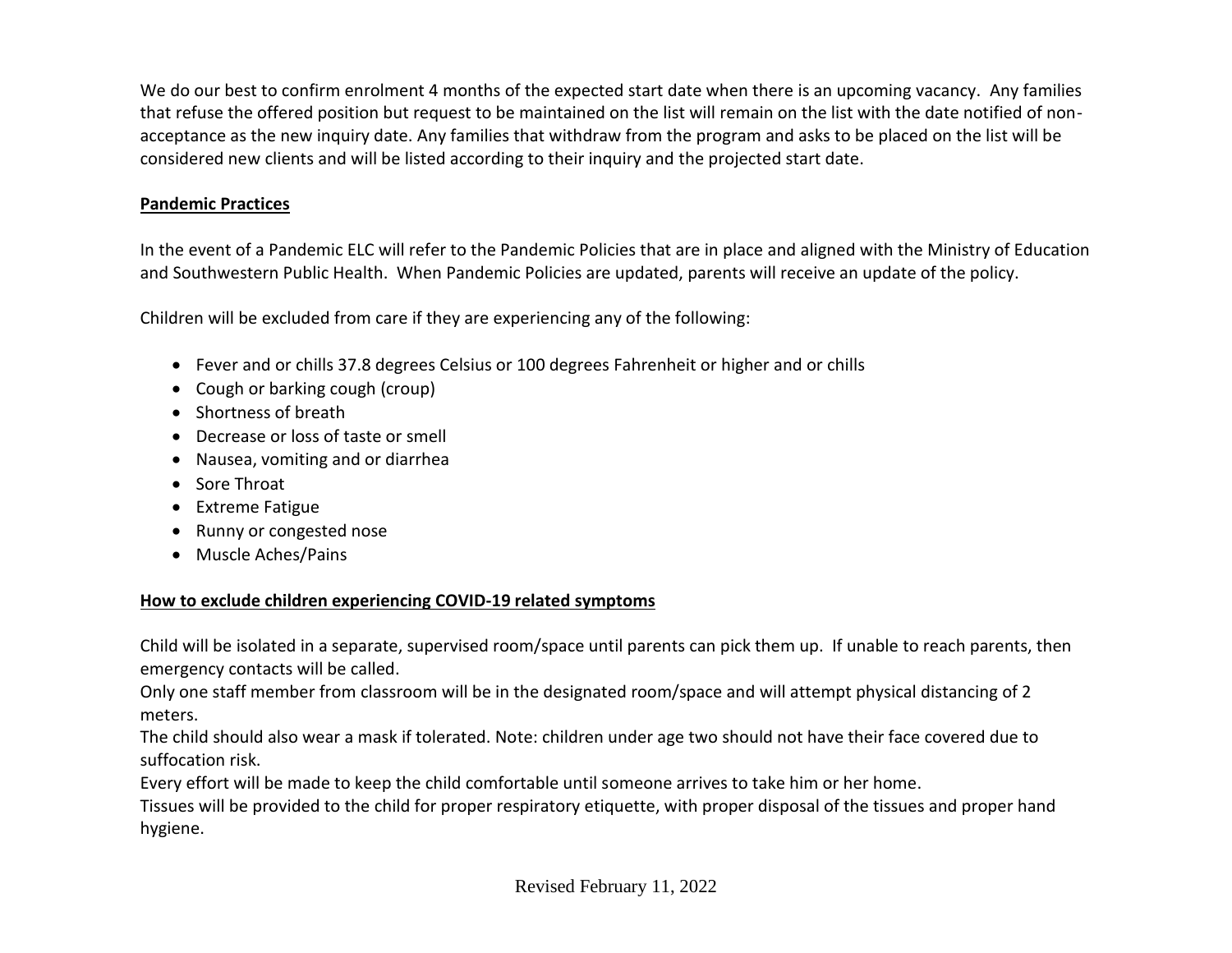We do our best to confirm enrolment 4 months of the expected start date when there is an upcoming vacancy. Any families that refuse the offered position but request to be maintained on the list will remain on the list with the date notified of non-acceptance as the new inquiry date. Any families that withdraw from the program and asks to be placed on the list will be considered new clients and will be listed according to their inquiry and the projected start date.

**Pandemic Practices**

In the event of a Pandemic ELC will refer to the Pandemic Policies that are in place and aligned with the Ministry of Education and Southwestern Public Health. When Pandemic Policies are updated, parents will receive an update of the policy.

Children will be excluded from care if they are experiencing any of the following:

- Fever and or chills 37.8 degrees Celsius or 100 degrees Fahrenheit or higher and or chills
- Cough or barking cough (croup)
- Shortness of breath
- Decrease or loss of taste or smell
- Nausea, vomiting and or diarrhea
- Sore Throat
- Extreme Fatigue
- Runny or congested nose
- Muscle Aches/Pains

**How to exclude children experiencing COVID-19 related symptoms**

Child will be isolated in a separate, supervised room/space until parents can pick them up. If unable to reach parents, then emergency contacts will be called.
Only one staff member from classroom will be in the designated room/space and will attempt physical distancing of 2 meters.
The child should also wear a mask if tolerated. Note: children under age two should not have their face covered due to suffocation risk.
Every effort will be made to keep the child comfortable until someone arrives to take him or her home.
Tissues will be provided to the child for proper respiratory etiquette, with proper disposal of the tissues and proper hand hygiene.

Revised February 11, 2022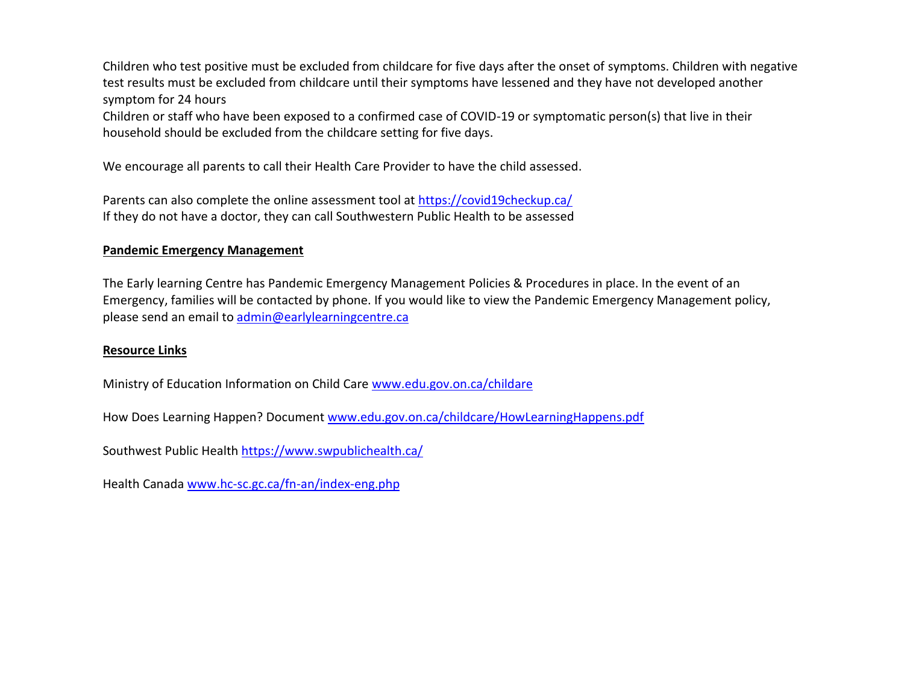Children who test positive must be excluded from childcare for five days after the onset of symptoms. Children with negative test results must be excluded from childcare until their symptoms have lessened and they have not developed another symptom for 24 hours

Children or staff who have been exposed to a confirmed case of COVID-19 or symptomatic person(s) that live in their household should be excluded from the childcare setting for five days.

We encourage all parents to call their Health Care Provider to have the child assessed.

Parents can also complete the online assessment tool at [https://covid19checkup.ca/](https://covid19checkup.ca/)
If they do not have a doctor, they can call Southwestern Public Health to be assessed

**<u>Pandemic Emergency Management</u>**

The Early learning Centre has Pandemic Emergency Management Policies & Procedures in place. In the event of an Emergency, families will be contacted by phone. If you would like to view the Pandemic Emergency Management policy, please send an email to [admin@earlylearningcentre.ca](mailto:admin@earlylearningcentre.ca)

**<u>Resource Links</u>**

Ministry of Education Information on Child Care [www.edu.gov.on.ca/childare](www.edu.gov.on.ca/childare)

How Does Learning Happen? Document [www.edu.gov.on.ca/childcare/HowLearningHappens.pdf](www.edu.gov.on.ca/childcare/HowLearningHappens.pdf)

Southwest Public Health [https://www.swpublichealth.ca/](https://www.swpublichealth.ca/)

Health Canada [www.hc-sc.gc.ca/fn-an/index-eng.php](www.hc-sc.gc.ca/fn-an/index-eng.php)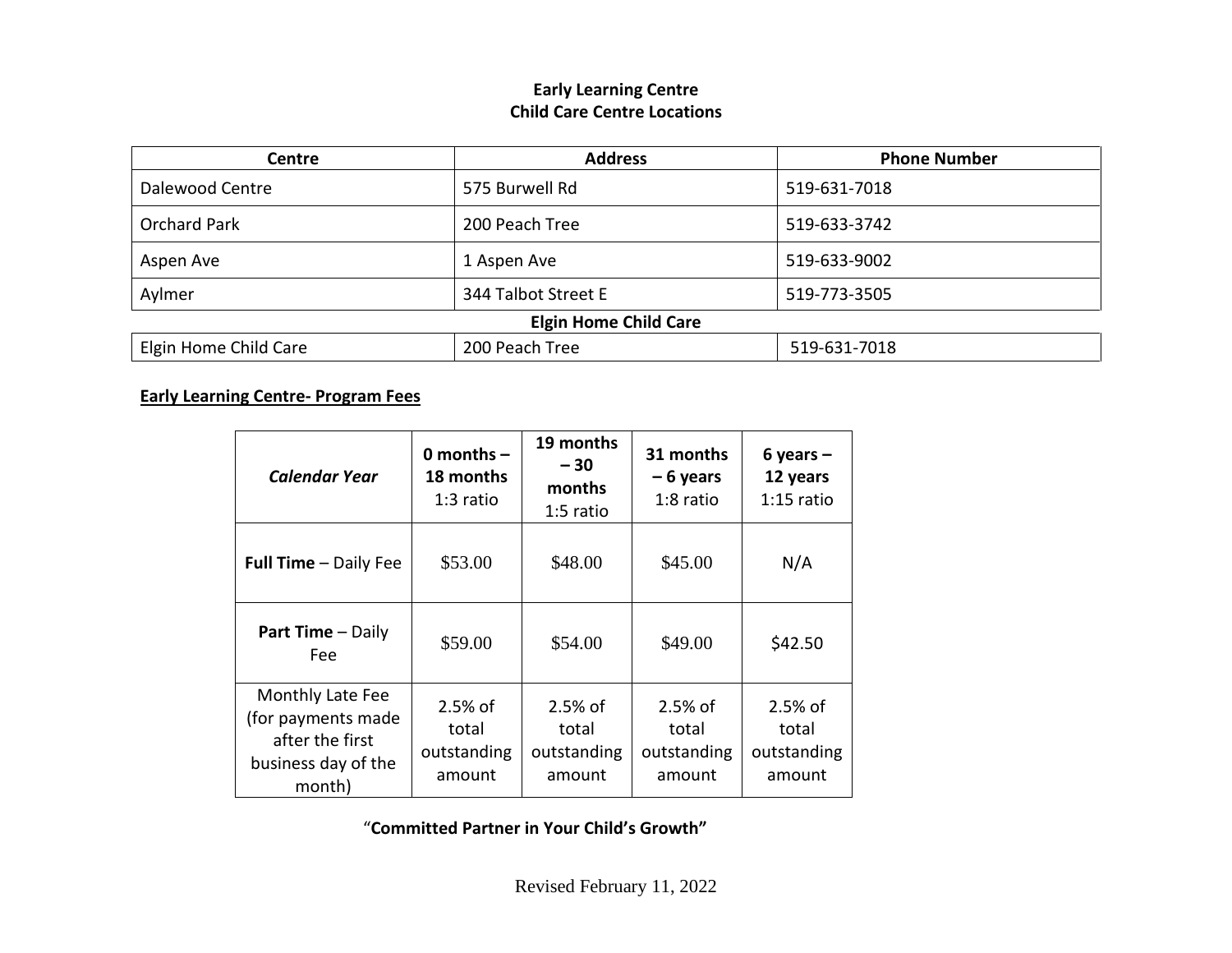# Early Learning Centre
## Child Care Centre Locations

| Centre | Address | Phone Number |
|---|---|---|
| Dalewood Centre | 575 Burwell Rd | 519-631-7018 |
| Orchard Park | 200 Peach Tree | 519-633-3742 |
| Aspen Ave | 1 Aspen Ave | 519-633-9002 |
| Aylmer | 344 Talbot Street E | 519-773-3505 |
| **Elgin Home Child Care** | | |
| Elgin Home Child Care | 200 Peach Tree | 519-631-7018 |

**Early Learning Centre- Program Fees**

| *Calendar Year* | **0 months – 18 months** 1:3 ratio | **19 months – 30 months** 1:5 ratio | **31 months – 6 years** 1:8 ratio | **6 years – 12 years** 1:15 ratio |
|---|---|---|---|---|
| **Full Time** – Daily Fee | $53.00 | $48.00 | $45.00 | N/A |
| **Part Time** – Daily Fee | $59.00 | $54.00 | $49.00 | $42.50 |
| Monthly Late Fee (for payments made after the first business day of the month) | 2.5% of total outstanding amount | 2.5% of total outstanding amount | 2.5% of total outstanding amount | 2.5% of total outstanding amount |

“**Committed Partner in Your Child’s Growth”**

Revised February 11, 2022